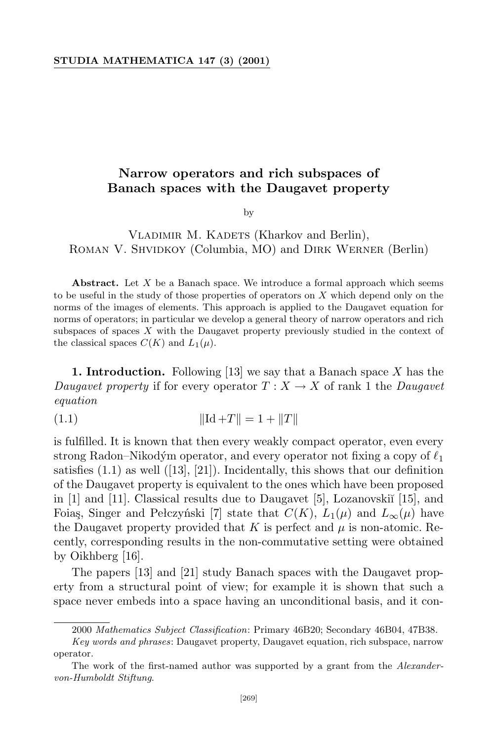# Narrow operators and rich subspaces of Banach spaces with the Daugavet property

by

Vladimir M. Kadets (Kharkov and Berlin),
Roman V. Shvidkoy (Columbia, MO) and Dirk Werner (Berlin)

**Abstract.** Let $X$ be a Banach space. We introduce a formal approach which seems to be useful in the study of those properties of operators on $X$ which depend only on the norms of the images of elements. This approach is applied to the Daugavet equation for norms of operators; in particular we develop a general theory of narrow operators and rich subspaces of spaces $X$ with the Daugavet property previously studied in the context of the classical spaces $C(K)$ and $L_1(\mu)$.

**1. Introduction.** Following [13] we say that a Banach space $X$ has the *Daugavet property* if for every operator $T: X \to X$ of rank 1 the *Daugavet equation*

$$\|\mathrm{Id} + T\| = 1 + \|T\| \tag{1.1}$$

is fulfilled. It is known that then every weakly compact operator, even every strong Radon–Nikodým operator, and every operator not fixing a copy of $\ell_1$ satisfies (1.1) as well ([13], [21]). Incidentally, this shows that our definition of the Daugavet property is equivalent to the ones which have been proposed in [1] and [11]. Classical results due to Daugavet [5], Lozanovskiĭ [15], and Foiaş, Singer and Pełczyński [7] state that $C(K)$, $L_1(\mu)$ and $L_\infty(\mu)$ have the Daugavet property provided that $K$ is perfect and $\mu$ is non-atomic. Recently, corresponding results in the non-commutative setting were obtained by Oikhberg [16].

The papers [13] and [21] study Banach spaces with the Daugavet property from a structural point of view; for example it is shown that such a space never embeds into a space having an unconditional basis, and it con-

2000 *Mathematics Subject Classification*: Primary 46B20; Secondary 46B04, 47B38.

*Key words and phrases*: Daugavet property, Daugavet equation, rich subspace, narrow operator.

The work of the first-named author was supported by a grant from the *Alexander-von-Humboldt Stiftung*.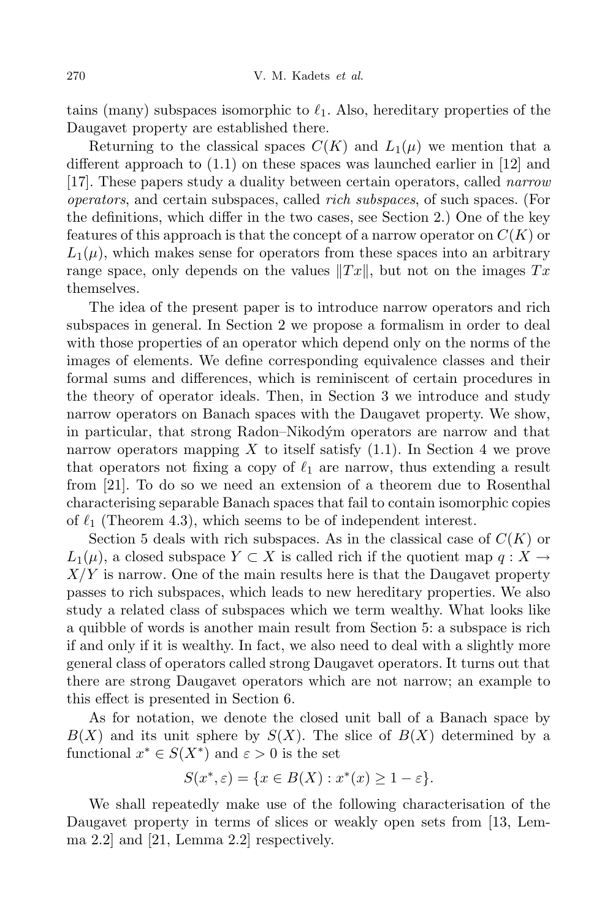tains (many) subspaces isomorphic to $\ell_1$. Also, hereditary properties of the Daugavet property are established there.

Returning to the classical spaces $C(K)$ and $L_1(\mu)$ we mention that a different approach to (1.1) on these spaces was launched earlier in [12] and [17]. These papers study a duality between certain operators, called *narrow operators*, and certain subspaces, called *rich subspaces*, of such spaces. (For the definitions, which differ in the two cases, see Section 2.) One of the key features of this approach is that the concept of a narrow operator on $C(K)$ or $L_1(\mu)$, which makes sense for operators from these spaces into an arbitrary range space, only depends on the values $\|Tx\|$, but not on the images $Tx$ themselves.

The idea of the present paper is to introduce narrow operators and rich subspaces in general. In Section 2 we propose a formalism in order to deal with those properties of an operator which depend only on the norms of the images of elements. We define corresponding equivalence classes and their formal sums and differences, which is reminiscent of certain procedures in the theory of operator ideals. Then, in Section 3 we introduce and study narrow operators on Banach spaces with the Daugavet property. We show, in particular, that strong Radon–Nikodým operators are narrow and that narrow operators mapping $X$ to itself satisfy (1.1). In Section 4 we prove that operators not fixing a copy of $\ell_1$ are narrow, thus extending a result from [21]. To do so we need an extension of a theorem due to Rosenthal characterising separable Banach spaces that fail to contain isomorphic copies of $\ell_1$ (Theorem 4.3), which seems to be of independent interest.

Section 5 deals with rich subspaces. As in the classical case of $C(K)$ or $L_1(\mu)$, a closed subspace $Y \subset X$ is called rich if the quotient map $q : X \to X/Y$ is narrow. One of the main results here is that the Daugavet property passes to rich subspaces, which leads to new hereditary properties. We also study a related class of subspaces which we term wealthy. What looks like a quibble of words is another main result from Section 5: a subspace is rich if and only if it is wealthy. In fact, we also need to deal with a slightly more general class of operators called strong Daugavet operators. It turns out that there are strong Daugavet operators which are not narrow; an example to this effect is presented in Section 6.

As for notation, we denote the closed unit ball of a Banach space by $B(X)$ and its unit sphere by $S(X)$. The slice of $B(X)$ determined by a functional $x^* \in S(X^*)$ and $\varepsilon > 0$ is the set

$$S(x^*, \varepsilon) = \{x \in B(X) : x^*(x) \geq 1 - \varepsilon\}.$$

We shall repeatedly make use of the following characterisation of the Daugavet property in terms of slices or weakly open sets from [13, Lemma 2.2] and [21, Lemma 2.2] respectively.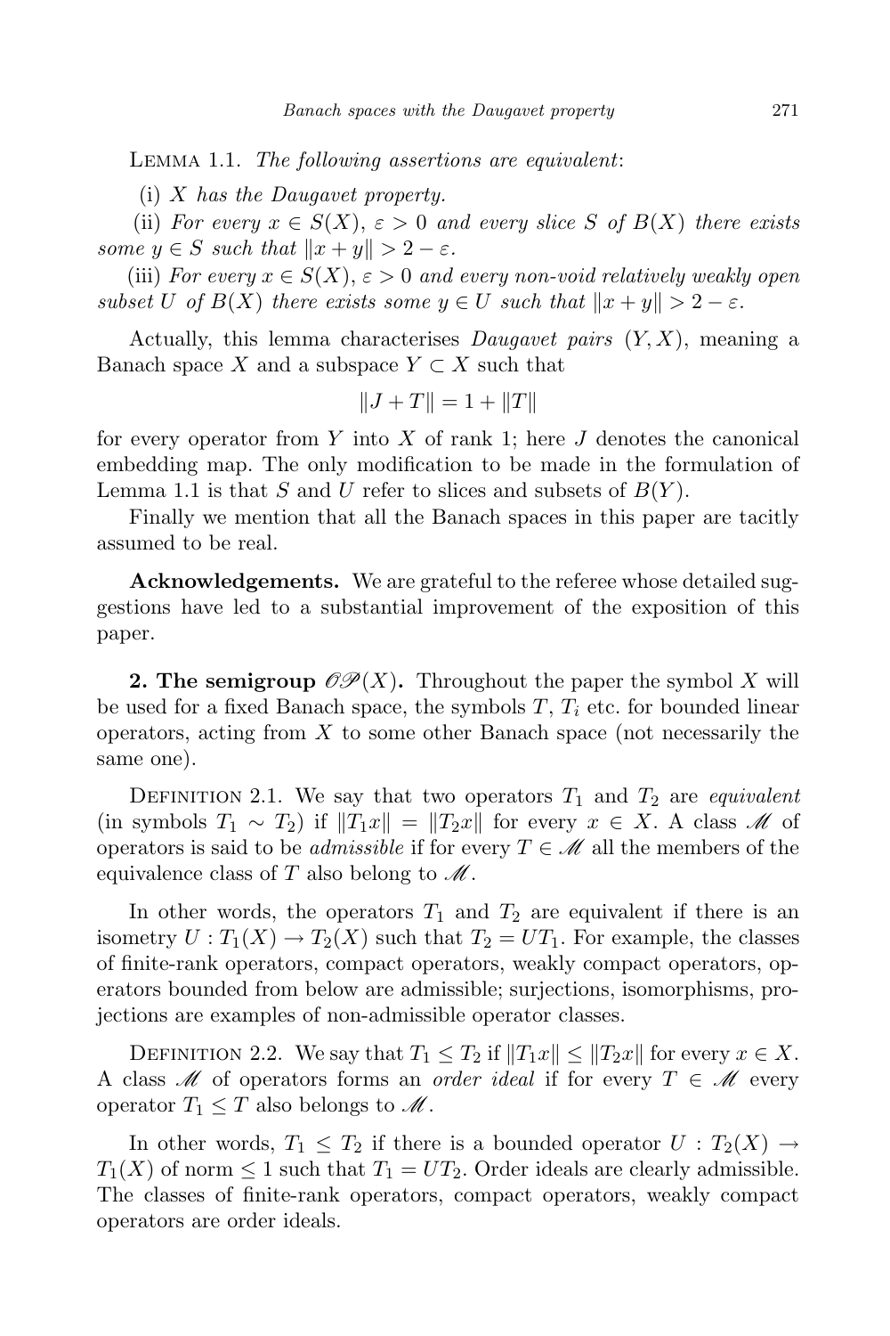Lemma 1.1. *The following assertions are equivalent*:

(i) *$X$ has the Daugavet property.*

(ii) *For every $x \in S(X)$, $\varepsilon > 0$ and every slice $S$ of $B(X)$ there exists some $y \in S$ such that $\|x + y\| > 2 - \varepsilon$.*

(iii) *For every $x \in S(X)$, $\varepsilon > 0$ and every non-void relatively weakly open subset $U$ of $B(X)$ there exists some $y \in U$ such that $\|x + y\| > 2 - \varepsilon$.*

Actually, this lemma characterises *Daugavet pairs* $(Y, X)$, meaning a Banach space $X$ and a subspace $Y \subset X$ such that

$$\|J + T\| = 1 + \|T\|$$

for every operator from $Y$ into $X$ of rank 1; here $J$ denotes the canonical embedding map. The only modification to be made in the formulation of Lemma 1.1 is that $S$ and $U$ refer to slices and subsets of $B(Y)$.

Finally we mention that all the Banach spaces in this paper are tacitly assumed to be real.

**Acknowledgements.** We are grateful to the referee whose detailed suggestions have led to a substantial improvement of the exposition of this paper.

## 2. The semigroup $\mathscr{OP}(X)$.

Throughout the paper the symbol $X$ will be used for a fixed Banach space, the symbols $T$, $T_i$ etc. for bounded linear operators, acting from $X$ to some other Banach space (not necessarily the same one).

Definition 2.1. We say that two operators $T_1$ and $T_2$ are *equivalent* (in symbols $T_1 \sim T_2$) if $\|T_1 x\| = \|T_2 x\|$ for every $x \in X$. A class $\mathscr{M}$ of operators is said to be *admissible* if for every $T \in \mathscr{M}$ all the members of the equivalence class of $T$ also belong to $\mathscr{M}$.

In other words, the operators $T_1$ and $T_2$ are equivalent if there is an isometry $U : T_1(X) \to T_2(X)$ such that $T_2 = UT_1$. For example, the classes of finite-rank operators, compact operators, weakly compact operators, operators bounded from below are admissible; surjections, isomorphisms, projections are examples of non-admissible operator classes.

Definition 2.2. We say that $T_1 \leq T_2$ if $\|T_1 x\| \leq \|T_2 x\|$ for every $x \in X$. A class $\mathscr{M}$ of operators forms an *order ideal* if for every $T \in \mathscr{M}$ every operator $T_1 \leq T$ also belongs to $\mathscr{M}$.

In other words, $T_1 \leq T_2$ if there is a bounded operator $U : T_2(X) \to T_1(X)$ of norm $\leq 1$ such that $T_1 = UT_2$. Order ideals are clearly admissible. The classes of finite-rank operators, compact operators, weakly compact operators are order ideals.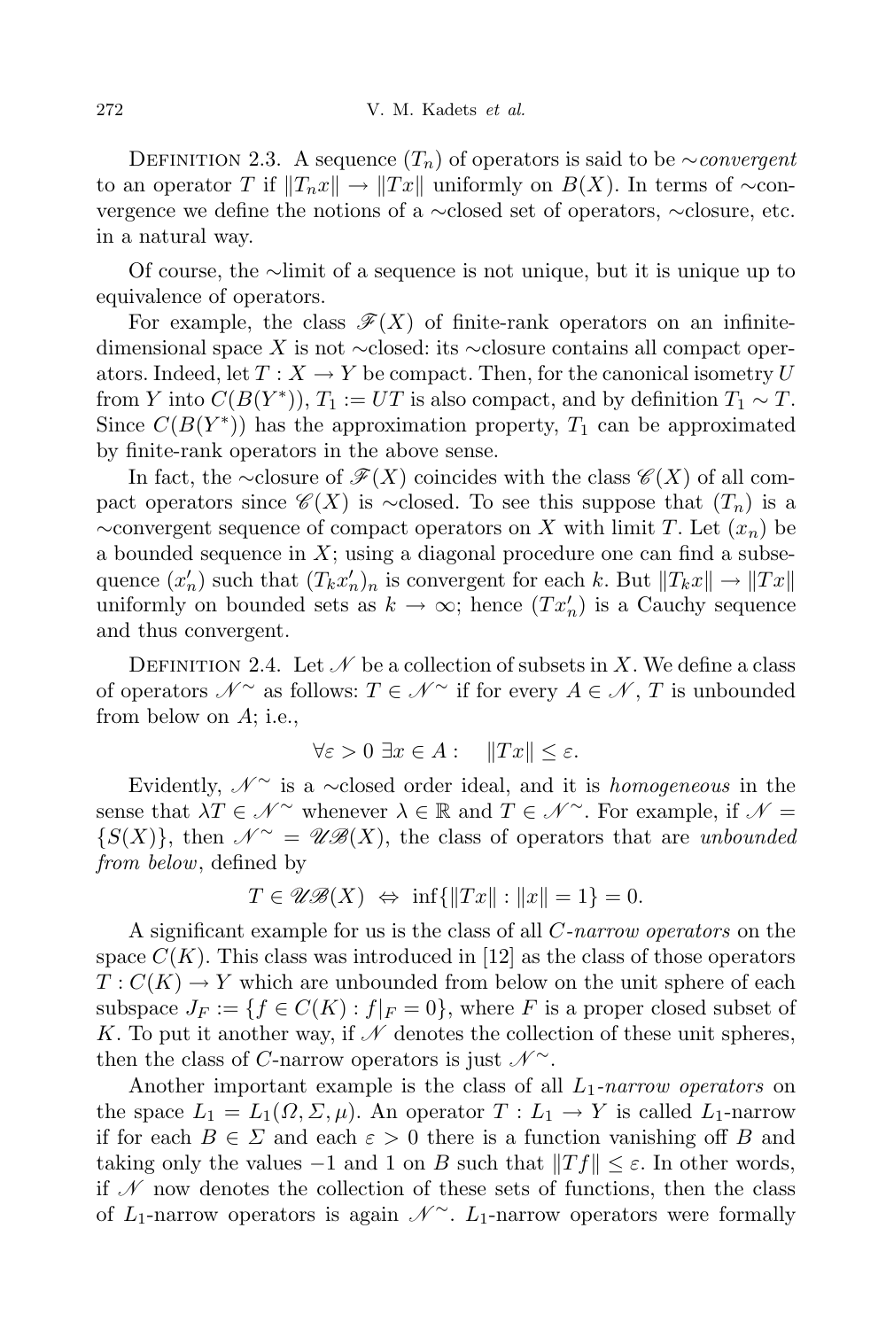Definition 2.3. A sequence $(T_n)$ of operators is said to be *$\sim$convergent* to an operator $T$ if $\|T_n x\| \to \|Tx\|$ uniformly on $B(X)$. In terms of $\sim$convergence we define the notions of a $\sim$closed set of operators, $\sim$closure, etc. in a natural way.

Of course, the $\sim$limit of a sequence is not unique, but it is unique up to equivalence of operators.

For example, the class $\mathscr{F}(X)$ of finite-rank operators on an infinite-dimensional space $X$ is not $\sim$closed: its $\sim$closure contains all compact operators. Indeed, let $T : X \to Y$ be compact. Then, for the canonical isometry $U$ from $Y$ into $C(B(Y^*))$, $T_1 := UT$ is also compact, and by definition $T_1 \sim T$. Since $C(B(Y^*))$ has the approximation property, $T_1$ can be approximated by finite-rank operators in the above sense.

In fact, the $\sim$closure of $\mathscr{F}(X)$ coincides with the class $\mathscr{C}(X)$ of all compact operators since $\mathscr{C}(X)$ is $\sim$closed. To see this suppose that $(T_n)$ is a $\sim$convergent sequence of compact operators on $X$ with limit $T$. Let $(x_n)$ be a bounded sequence in $X$; using a diagonal procedure one can find a subsequence $(x'_n)$ such that $(T_k x'_n)_n$ is convergent for each $k$. But $\|T_k x\| \to \|Tx\|$ uniformly on bounded sets as $k \to \infty$; hence $(Tx'_n)$ is a Cauchy sequence and thus convergent.

Definition 2.4. Let $\mathscr{N}$ be a collection of subsets in $X$. We define a class of operators $\mathscr{N}^\sim$ as follows: $T \in \mathscr{N}^\sim$ if for every $A \in \mathscr{N}$, $T$ is unbounded from below on $A$; i.e.,

$$\forall \varepsilon > 0 \ \exists x \in A : \quad \|Tx\| \le \varepsilon.$$

Evidently, $\mathscr{N}^\sim$ is a $\sim$closed order ideal, and it is *homogeneous* in the sense that $\lambda T \in \mathscr{N}^\sim$ whenever $\lambda \in \mathbb{R}$ and $T \in \mathscr{N}^\sim$. For example, if $\mathscr{N} = \{S(X)\}$, then $\mathscr{N}^\sim = \mathscr{UB}(X)$, the class of operators that are *unbounded from below*, defined by

$$T \in \mathscr{UB}(X) \ \Leftrightarrow \ \inf\{\|Tx\| : \|x\| = 1\} = 0.$$

A significant example for us is the class of all *$C$-narrow operators* on the space $C(K)$. This class was introduced in [12] as the class of those operators $T : C(K) \to Y$ which are unbounded from below on the unit sphere of each subspace $J_F := \{f \in C(K) : f|_F = 0\}$, where $F$ is a proper closed subset of $K$. To put it another way, if $\mathscr{N}$ denotes the collection of these unit spheres, then the class of $C$-narrow operators is just $\mathscr{N}^\sim$.

Another important example is the class of all *$L_1$-narrow operators* on the space $L_1 = L_1(\Omega, \Sigma, \mu)$. An operator $T : L_1 \to Y$ is called $L_1$-narrow if for each $B \in \Sigma$ and each $\varepsilon > 0$ there is a function vanishing off $B$ and taking only the values $-1$ and $1$ on $B$ such that $\|Tf\| \le \varepsilon$. In other words, if $\mathscr{N}$ now denotes the collection of these sets of functions, then the class of $L_1$-narrow operators is again $\mathscr{N}^\sim$. $L_1$-narrow operators were formally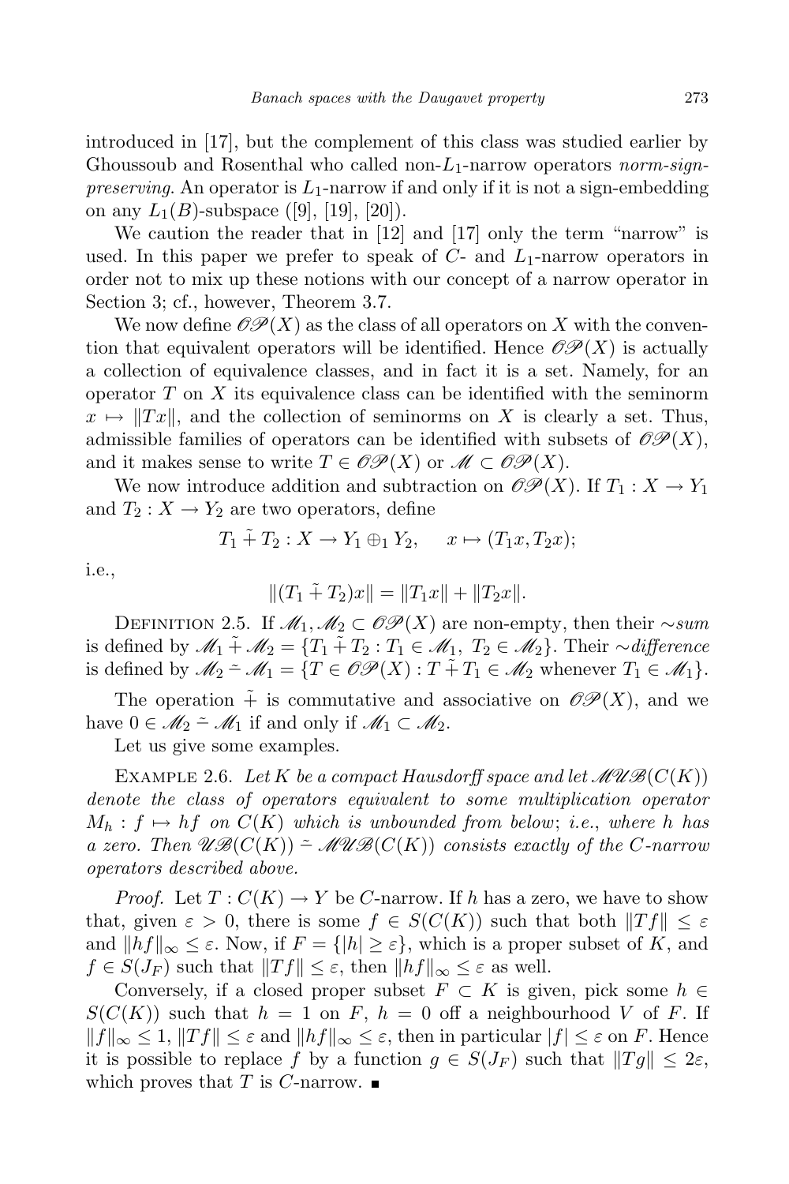introduced in [17], but the complement of this class was studied earlier by Ghoussoub and Rosenthal who called non-$L_1$-narrow operators *norm-sign-preserving*. An operator is $L_1$-narrow if and only if it is not a sign-embedding on any $L_1(B)$-subspace ([9], [19], [20]).

We caution the reader that in [12] and [17] only the term "narrow" is used. In this paper we prefer to speak of $C$- and $L_1$-narrow operators in order not to mix up these notions with our concept of a narrow operator in Section 3; cf., however, Theorem 3.7.

We now define $\mathscr{OP}(X)$ as the class of all operators on $X$ with the convention that equivalent operators will be identified. Hence $\mathscr{OP}(X)$ is actually a collection of equivalence classes, and in fact it is a set. Namely, for an operator $T$ on $X$ its equivalence class can be identified with the seminorm $x \mapsto \|Tx\|$, and the collection of seminorms on $X$ is clearly a set. Thus, admissible families of operators can be identified with subsets of $\mathscr{OP}(X)$, and it makes sense to write $T \in \mathscr{OP}(X)$ or $\mathscr{M} \subset \mathscr{OP}(X)$.

We now introduce addition and subtraction on $\mathscr{OP}(X)$. If $T_1 : X \to Y_1$ and $T_2 : X \to Y_2$ are two operators, define

$$T_1 \tilde{+} T_2 : X \to Y_1 \oplus_1 Y_2, \quad x \mapsto (T_1 x, T_2 x);$$

i.e.,

$$\|(T_1 \tilde{+} T_2)x\| = \|T_1 x\| + \|T_2 x\|.$$

Definition 2.5. If $\mathscr{M}_1, \mathscr{M}_2 \subset \mathscr{OP}(X)$ are non-empty, then their *$\sim$sum* is defined by $\mathscr{M}_1 \tilde{+} \mathscr{M}_2 = \{T_1 \tilde{+} T_2 : T_1 \in \mathscr{M}_1,\ T_2 \in \mathscr{M}_2\}$. Their *$\sim$difference* is defined by $\mathscr{M}_2 \tilde{-} \mathscr{M}_1 = \{T \in \mathscr{OP}(X) : T \tilde{+} T_1 \in \mathscr{M}_2 \text{ whenever } T_1 \in \mathscr{M}_1\}$.

The operation $\tilde{+}$ is commutative and associative on $\mathscr{OP}(X)$, and we have $0 \in \mathscr{M}_2 \tilde{-} \mathscr{M}_1$ if and only if $\mathscr{M}_1 \subset \mathscr{M}_2$.

Let us give some examples.

Example 2.6. *Let $K$ be a compact Hausdorff space and let $\mathscr{MUB}(C(K))$ denote the class of operators equivalent to some multiplication operator $M_h : f \mapsto hf$ on $C(K)$ which is unbounded from below*; *i.e., where $h$ has a zero. Then $\mathscr{UB}(C(K)) \tilde{-} \mathscr{MUB}(C(K))$ consists exactly of the $C$-narrow operators described above.*

*Proof.* Let $T : C(K) \to Y$ be $C$-narrow. If $h$ has a zero, we have to show that, given $\varepsilon > 0$, there is some $f \in S(C(K))$ such that both $\|Tf\| \le \varepsilon$ and $\|hf\|_\infty \le \varepsilon$. Now, if $F = \{|h| \ge \varepsilon\}$, which is a proper subset of $K$, and $f \in S(J_F)$ such that $\|Tf\| \le \varepsilon$, then $\|hf\|_\infty \le \varepsilon$ as well.

Conversely, if a closed proper subset $F \subset K$ is given, pick some $h \in S(C(K))$ such that $h = 1$ on $F$, $h = 0$ off a neighbourhood $V$ of $F$. If $\|f\|_\infty \le 1$, $\|Tf\| \le \varepsilon$ and $\|hf\|_\infty \le \varepsilon$, then in particular $|f| \le \varepsilon$ on $F$. Hence it is possible to replace $f$ by a function $g \in S(J_F)$ such that $\|Tg\| \le 2\varepsilon$, which proves that $T$ is $C$-narrow. ∎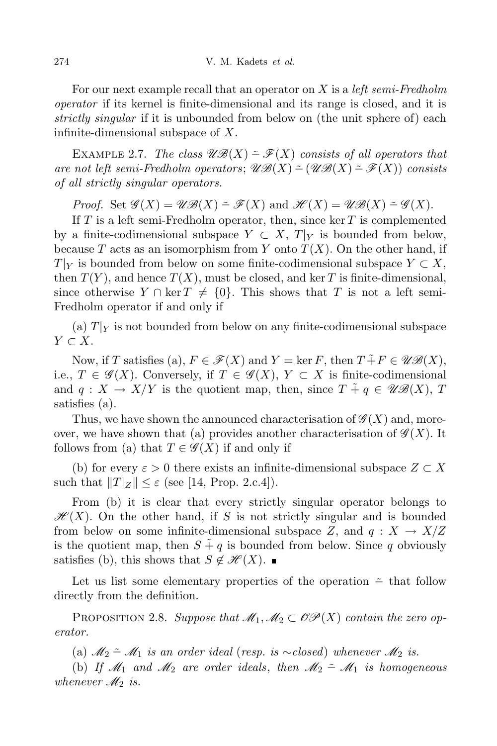For our next example recall that an operator on $X$ is a *left semi-Fredholm operator* if its kernel is finite-dimensional and its range is closed, and it is *strictly singular* if it is unbounded from below on (the unit sphere of) each infinite-dimensional subspace of $X$.

Example 2.7. *The class $\mathscr{UB}(X) \,\tilde{-}\, \mathscr{F}(X)$ consists of all operators that are not left semi-Fredholm operators*; *$\mathscr{UB}(X) \,\tilde{-}\, (\mathscr{UB}(X) \,\tilde{-}\, \mathscr{F}(X))$ consists of all strictly singular operators.*

*Proof.* Set $\mathscr{G}(X) = \mathscr{UB}(X) \,\tilde{-}\, \mathscr{F}(X)$ and $\mathscr{H}(X) = \mathscr{UB}(X) \,\tilde{-}\, \mathscr{G}(X)$.

If $T$ is a left semi-Fredholm operator, then, since $\ker T$ is complemented by a finite-codimensional subspace $Y \subset X$, $T|_Y$ is bounded from below, because $T$ acts as an isomorphism from $Y$ onto $T(X)$. On the other hand, if $T|_Y$ is bounded from below on some finite-codimensional subspace $Y \subset X$, then $T(Y)$, and hence $T(X)$, must be closed, and $\ker T$ is finite-dimensional, since otherwise $Y \cap \ker T \neq \{0\}$. This shows that $T$ is not a left semi-Fredholm operator if and only if

(a) $T|_Y$ is not bounded from below on any finite-codimensional subspace $Y \subset X$.

Now, if $T$ satisfies (a), $F \in \mathscr{F}(X)$ and $Y = \ker F$, then $T \,\tilde{+}\, F \in \mathscr{UB}(X)$, i.e., $T \in \mathscr{G}(X)$. Conversely, if $T \in \mathscr{G}(X)$, $Y \subset X$ is finite-codimensional and $q : X \to X/Y$ is the quotient map, then, since $T \,\tilde{+}\, q \in \mathscr{UB}(X)$, $T$ satisfies (a).

Thus, we have shown the announced characterisation of $\mathscr{G}(X)$ and, moreover, we have shown that (a) provides another characterisation of $\mathscr{G}(X)$. It follows from (a) that $T \in \mathscr{G}(X)$ if and only if

(b) for every $\varepsilon > 0$ there exists an infinite-dimensional subspace $Z \subset X$ such that $\|T|_Z\| \le \varepsilon$ (see [14, Prop. 2.c.4]).

From (b) it is clear that every strictly singular operator belongs to $\mathscr{H}(X)$. On the other hand, if $S$ is not strictly singular and is bounded from below on some infinite-dimensional subspace $Z$, and $q : X \to X/Z$ is the quotient map, then $S \,\tilde{+}\, q$ is bounded from below. Since $q$ obviously satisfies (b), this shows that $S \notin \mathscr{H}(X)$. ∎

Let us list some elementary properties of the operation $\tilde{-}$ that follow directly from the definition.

Proposition 2.8. *Suppose that $\mathscr{M}_1, \mathscr{M}_2 \subset \mathscr{OP}(X)$ contain the zero operator.*

(a) *$\mathscr{M}_2 \,\tilde{-}\, \mathscr{M}_1$ is an order ideal* (*resp. is* $\sim$*closed*) *whenever $\mathscr{M}_2$ is.*

(b) *If $\mathscr{M}_1$ and $\mathscr{M}_2$ are order ideals*, *then $\mathscr{M}_2 \,\tilde{-}\, \mathscr{M}_1$ is homogeneous whenever $\mathscr{M}_2$ is.*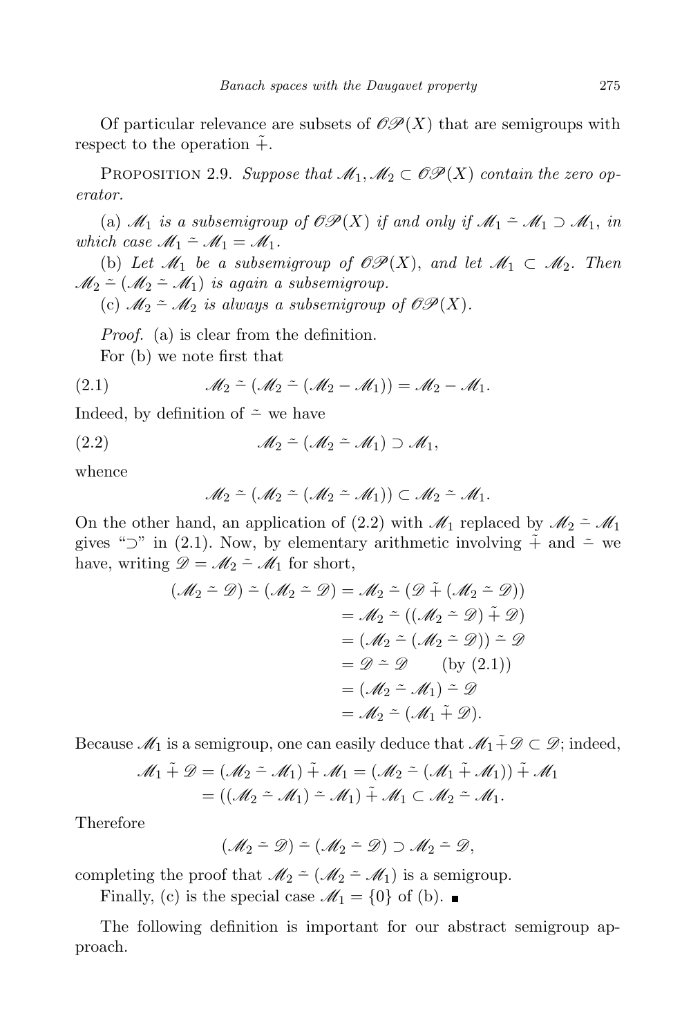Of particular relevance are subsets of $\mathscr{OP}(X)$ that are semigroups with respect to the operation $\tilde{+}$.

PROPOSITION 2.9. *Suppose that $\mathscr{M}_1, \mathscr{M}_2 \subset \mathscr{OP}(X)$ contain the zero operator.*

(a) *$\mathscr{M}_1$ is a subsemigroup of $\mathscr{OP}(X)$ if and only if $\mathscr{M}_1 \mathbin{\tilde{-}} \mathscr{M}_1 \supset \mathscr{M}_1$, in which case $\mathscr{M}_1 \mathbin{\tilde{-}} \mathscr{M}_1 = \mathscr{M}_1$.*

(b) *Let $\mathscr{M}_1$ be a subsemigroup of $\mathscr{OP}(X)$, and let $\mathscr{M}_1 \subset \mathscr{M}_2$. Then $\mathscr{M}_2 \mathbin{\tilde{-}} (\mathscr{M}_2 \mathbin{\tilde{-}} \mathscr{M}_1)$ is again a subsemigroup.*

(c) *$\mathscr{M}_2 \mathbin{\tilde{-}} \mathscr{M}_2$ is always a subsemigroup of $\mathscr{OP}(X)$.*

*Proof.* (a) is clear from the definition.

For (b) we note first that

$$\mathscr{M}_2 \mathbin{\tilde{-}} (\mathscr{M}_2 \mathbin{\tilde{-}} (\mathscr{M}_2 - \mathscr{M}_1)) = \mathscr{M}_2 - \mathscr{M}_1. \tag{2.1}$$

Indeed, by definition of $\tilde{-}$ we have

$$\mathscr{M}_2 \mathbin{\tilde{-}} (\mathscr{M}_2 \mathbin{\tilde{-}} \mathscr{M}_1) \supset \mathscr{M}_1, \tag{2.2}$$

whence

$$\mathscr{M}_2 \mathbin{\tilde{-}} (\mathscr{M}_2 \mathbin{\tilde{-}} (\mathscr{M}_2 \mathbin{\tilde{-}} \mathscr{M}_1)) \subset \mathscr{M}_2 \mathbin{\tilde{-}} \mathscr{M}_1.$$

On the other hand, an application of (2.2) with $\mathscr{M}_1$ replaced by $\mathscr{M}_2 \mathbin{\tilde{-}} \mathscr{M}_1$ gives "$\supset$" in (2.1). Now, by elementary arithmetic involving $\tilde{+}$ and $\tilde{-}$ we have, writing $\mathscr{D} = \mathscr{M}_2 \mathbin{\tilde{-}} \mathscr{M}_1$ for short,

$$\begin{aligned}
(\mathscr{M}_2 \mathbin{\tilde{-}} \mathscr{D}) \mathbin{\tilde{-}} (\mathscr{M}_2 \mathbin{\tilde{-}} \mathscr{D}) &= \mathscr{M}_2 \mathbin{\tilde{-}} (\mathscr{D} \mathbin{\tilde{+}} (\mathscr{M}_2 \mathbin{\tilde{-}} \mathscr{D})) \\
&= \mathscr{M}_2 \mathbin{\tilde{-}} ((\mathscr{M}_2 \mathbin{\tilde{-}} \mathscr{D}) \mathbin{\tilde{+}} \mathscr{D}) \\
&= (\mathscr{M}_2 \mathbin{\tilde{-}} (\mathscr{M}_2 \mathbin{\tilde{-}} \mathscr{D})) \mathbin{\tilde{-}} \mathscr{D} \\
&= \mathscr{D} \mathbin{\tilde{-}} \mathscr{D} \qquad \text{(by (2.1))} \\
&= (\mathscr{M}_2 \mathbin{\tilde{-}} \mathscr{M}_1) \mathbin{\tilde{-}} \mathscr{D} \\
&= \mathscr{M}_2 \mathbin{\tilde{-}} (\mathscr{M}_1 \mathbin{\tilde{+}} \mathscr{D}).
\end{aligned}$$

Because $\mathscr{M}_1$ is a semigroup, one can easily deduce that $\mathscr{M}_1 \mathbin{\tilde{+}} \mathscr{D} \subset \mathscr{D}$; indeed,

$$\begin{aligned}
\mathscr{M}_1 \mathbin{\tilde{+}} \mathscr{D} = (\mathscr{M}_2 \mathbin{\tilde{-}} \mathscr{M}_1) \mathbin{\tilde{+}} \mathscr{M}_1 &= (\mathscr{M}_2 \mathbin{\tilde{-}} (\mathscr{M}_1 \mathbin{\tilde{+}} \mathscr{M}_1)) \mathbin{\tilde{+}} \mathscr{M}_1 \\
&= ((\mathscr{M}_2 \mathbin{\tilde{-}} \mathscr{M}_1) \mathbin{\tilde{-}} \mathscr{M}_1) \mathbin{\tilde{+}} \mathscr{M}_1 \subset \mathscr{M}_2 \mathbin{\tilde{-}} \mathscr{M}_1.
\end{aligned}$$

Therefore

$$(\mathscr{M}_2 \mathbin{\tilde{-}} \mathscr{D}) \mathbin{\tilde{-}} (\mathscr{M}_2 \mathbin{\tilde{-}} \mathscr{D}) \supset \mathscr{M}_2 \mathbin{\tilde{-}} \mathscr{D},$$

completing the proof that $\mathscr{M}_2 \mathbin{\tilde{-}} (\mathscr{M}_2 \mathbin{\tilde{-}} \mathscr{M}_1)$ is a semigroup.

Finally, (c) is the special case $\mathscr{M}_1 = \{0\}$ of (b). ∎

The following definition is important for our abstract semigroup approach.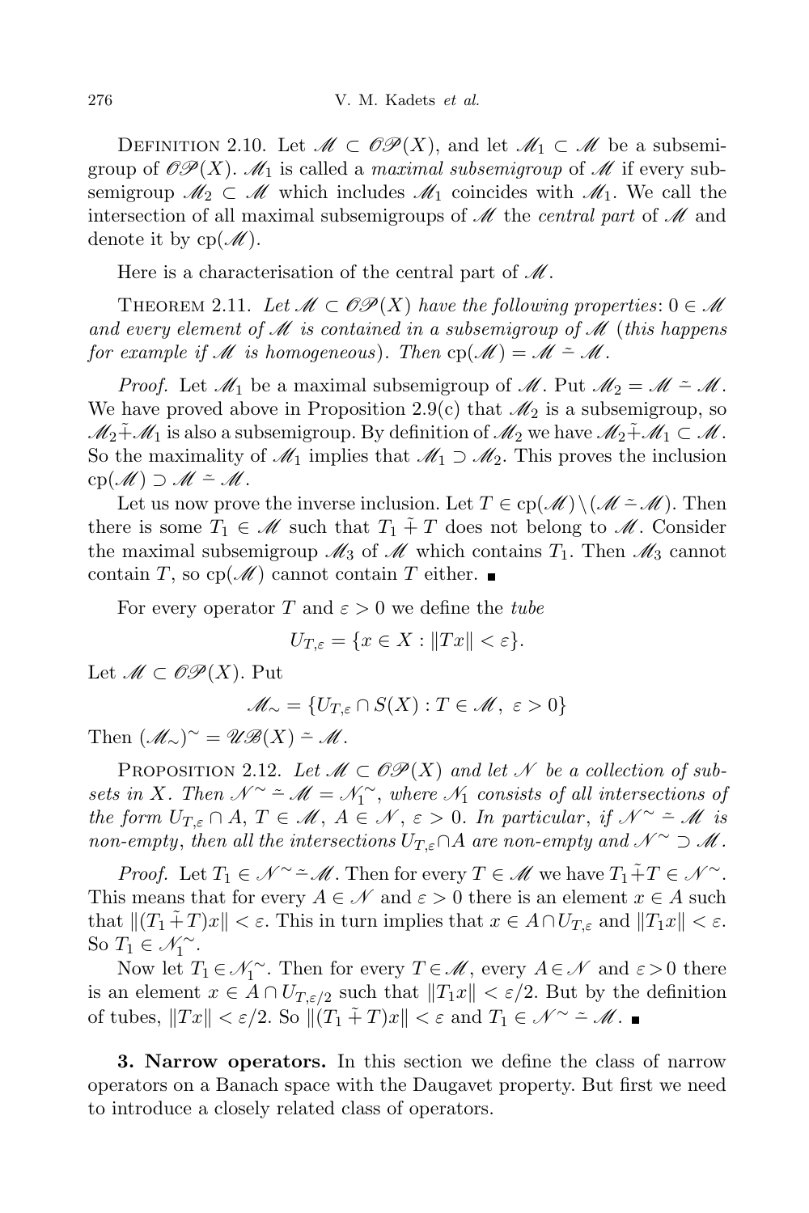DEFINITION 2.10. Let $\mathscr{M} \subset \mathscr{OP}(X)$, and let $\mathscr{M}_1 \subset \mathscr{M}$ be a subsemigroup of $\mathscr{OP}(X)$. $\mathscr{M}_1$ is called a *maximal subsemigroup* of $\mathscr{M}$ if every subsemigroup $\mathscr{M}_2 \subset \mathscr{M}$ which includes $\mathscr{M}_1$ coincides with $\mathscr{M}_1$. We call the intersection of all maximal subsemigroups of $\mathscr{M}$ the *central part* of $\mathscr{M}$ and denote it by $\operatorname{cp}(\mathscr{M})$.

Here is a characterisation of the central part of $\mathscr{M}$.

THEOREM 2.11. *Let $\mathscr{M} \subset \mathscr{OP}(X)$ have the following properties*: $0 \in \mathscr{M}$ *and every element of $\mathscr{M}$ is contained in a subsemigroup of $\mathscr{M}$* (*this happens for example if $\mathscr{M}$ is homogeneous*). *Then* $\operatorname{cp}(\mathscr{M}) = \mathscr{M} \mathrel{\tilde{-}} \mathscr{M}$.

*Proof.* Let $\mathscr{M}_1$ be a maximal subsemigroup of $\mathscr{M}$. Put $\mathscr{M}_2 = \mathscr{M} \mathrel{\tilde{-}} \mathscr{M}$. We have proved above in Proposition 2.9(c) that $\mathscr{M}_2$ is a subsemigroup, so $\mathscr{M}_2 \tilde{+} \mathscr{M}_1$ is also a subsemigroup. By definition of $\mathscr{M}_2$ we have $\mathscr{M}_2 \tilde{+} \mathscr{M}_1 \subset \mathscr{M}$. So the maximality of $\mathscr{M}_1$ implies that $\mathscr{M}_1 \supset \mathscr{M}_2$. This proves the inclusion $\operatorname{cp}(\mathscr{M}) \supset \mathscr{M} \mathrel{\tilde{-}} \mathscr{M}$.

Let us now prove the inverse inclusion. Let $T \in \operatorname{cp}(\mathscr{M}) \setminus (\mathscr{M} \mathrel{\tilde{-}} \mathscr{M})$. Then there is some $T_1 \in \mathscr{M}$ such that $T_1 \tilde{+} T$ does not belong to $\mathscr{M}$. Consider the maximal subsemigroup $\mathscr{M}_3$ of $\mathscr{M}$ which contains $T_1$. Then $\mathscr{M}_3$ cannot contain $T$, so $\operatorname{cp}(\mathscr{M})$ cannot contain $T$ either. ∎

For every operator $T$ and $\varepsilon > 0$ we define the *tube*

$$U_{T,\varepsilon} = \{x \in X : \|Tx\| < \varepsilon\}.$$

Let $\mathscr{M} \subset \mathscr{OP}(X)$. Put

$$\mathscr{M}_{\sim} = \{U_{T,\varepsilon} \cap S(X) : T \in \mathscr{M},\ \varepsilon > 0\}$$

Then $(\mathscr{M}_{\sim})^{\sim} = \mathscr{UB}(X) \mathrel{\tilde{-}} \mathscr{M}$.

PROPOSITION 2.12. *Let $\mathscr{M} \subset \mathscr{OP}(X)$ and let $\mathscr{N}$ be a collection of subsets in $X$. Then $\mathscr{N}^{\sim} \mathrel{\tilde{-}} \mathscr{M} = \mathscr{N}_1^{\sim}$, where $\mathscr{N}_1$ consists of all intersections of the form $U_{T,\varepsilon} \cap A$, $T \in \mathscr{M}$, $A \in \mathscr{N}$, $\varepsilon > 0$. In particular*, *if $\mathscr{N}^{\sim} \mathrel{\tilde{-}} \mathscr{M}$ is non-empty*, *then all the intersections $U_{T,\varepsilon} \cap A$ are non-empty and $\mathscr{N}^{\sim} \supset \mathscr{M}$.*

*Proof.* Let $T_1 \in \mathscr{N}^{\sim} \mathrel{\tilde{-}} \mathscr{M}$. Then for every $T \in \mathscr{M}$ we have $T_1 \tilde{+} T \in \mathscr{N}^{\sim}$. This means that for every $A \in \mathscr{N}$ and $\varepsilon > 0$ there is an element $x \in A$ such that $\|(T_1 \tilde{+} T)x\| < \varepsilon$. This in turn implies that $x \in A \cap U_{T,\varepsilon}$ and $\|T_1 x\| < \varepsilon$. So $T_1 \in \mathscr{N}_1^{\sim}$.

Now let $T_1 \in \mathscr{N}_1^{\sim}$. Then for every $T \in \mathscr{M}$, every $A \in \mathscr{N}$ and $\varepsilon > 0$ there is an element $x \in A \cap U_{T,\varepsilon/2}$ such that $\|T_1 x\| < \varepsilon/2$. But by the definition of tubes, $\|Tx\| < \varepsilon/2$. So $\|(T_1 \tilde{+} T)x\| < \varepsilon$ and $T_1 \in \mathscr{N}^{\sim} \mathrel{\tilde{-}} \mathscr{M}$. ∎

**3. Narrow operators.** In this section we define the class of narrow operators on a Banach space with the Daugavet property. But first we need to introduce a closely related class of operators.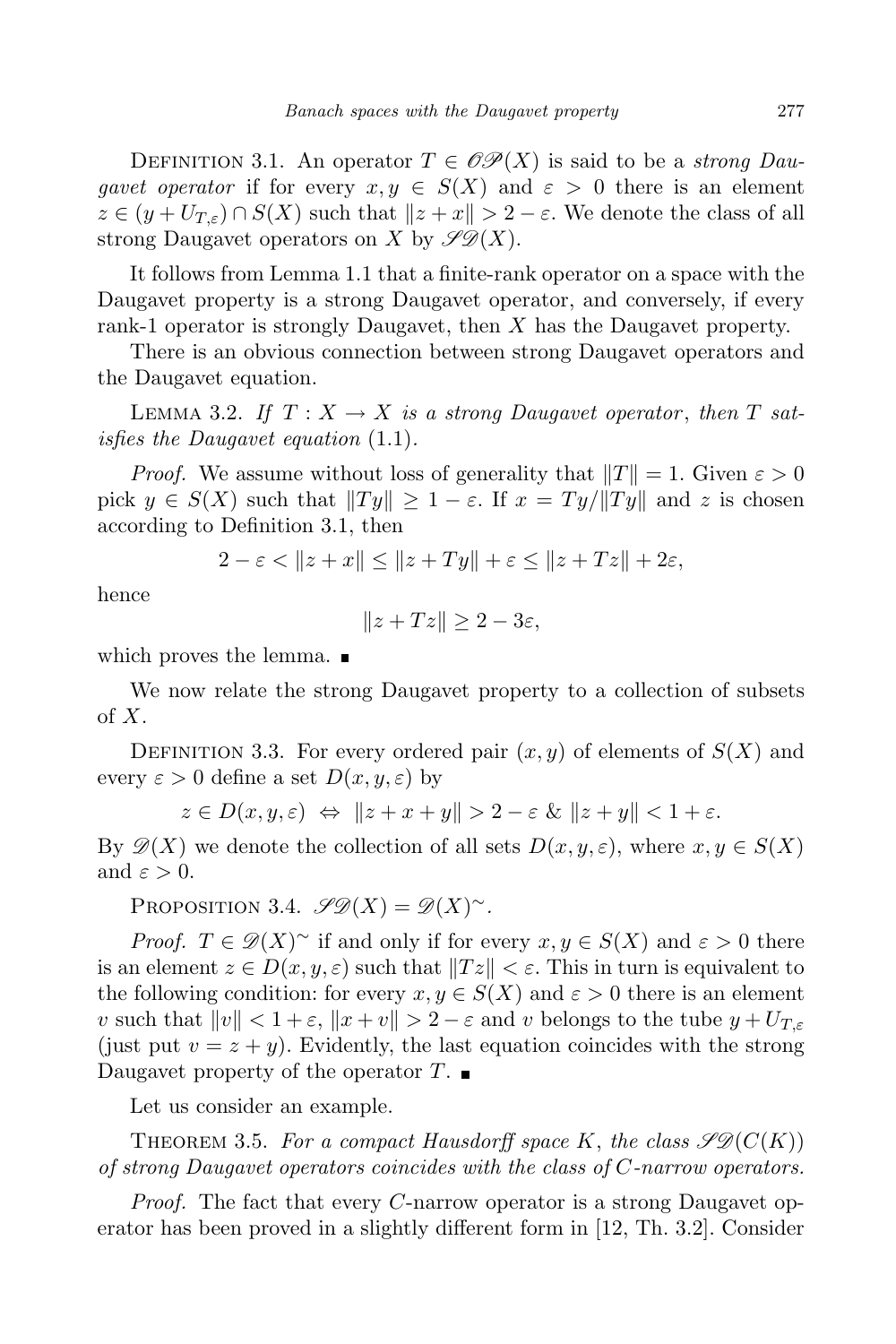Definition 3.1. An operator $T \in \mathscr{OP}(X)$ is said to be a *strong Daugavet operator* if for every $x, y \in S(X)$ and $\varepsilon > 0$ there is an element $z \in (y + U_{T,\varepsilon}) \cap S(X)$ such that $\|z + x\| > 2 - \varepsilon$. We denote the class of all strong Daugavet operators on $X$ by $\mathscr{SD}(X)$.

It follows from Lemma 1.1 that a finite-rank operator on a space with the Daugavet property is a strong Daugavet operator, and conversely, if every rank-1 operator is strongly Daugavet, then $X$ has the Daugavet property.

There is an obvious connection between strong Daugavet operators and the Daugavet equation.

Lemma 3.2. *If $T : X \to X$ is a strong Daugavet operator, then $T$ satisfies the Daugavet equation* (1.1).

*Proof.* We assume without loss of generality that $\|T\| = 1$. Given $\varepsilon > 0$ pick $y \in S(X)$ such that $\|Ty\| \geq 1 - \varepsilon$. If $x = Ty/\|Ty\|$ and $z$ is chosen according to Definition 3.1, then

$$2 - \varepsilon < \|z + x\| \leq \|z + Ty\| + \varepsilon \leq \|z + Tz\| + 2\varepsilon,$$

hence

$$\|z + Tz\| \geq 2 - 3\varepsilon,$$

which proves the lemma. ∎

We now relate the strong Daugavet property to a collection of subsets of $X$.

Definition 3.3. For every ordered pair $(x, y)$ of elements of $S(X)$ and every $\varepsilon > 0$ define a set $D(x, y, \varepsilon)$ by

$$z \in D(x, y, \varepsilon) \ \Leftrightarrow\ \|z + x + y\| > 2 - \varepsilon \ \&\ \|z + y\| < 1 + \varepsilon.$$

By $\mathscr{D}(X)$ we denote the collection of all sets $D(x, y, \varepsilon)$, where $x, y \in S(X)$ and $\varepsilon > 0$.

Proposition 3.4. $\mathscr{SD}(X) = \mathscr{D}(X)^{\sim}$.

*Proof.* $T \in \mathscr{D}(X)^{\sim}$ if and only if for every $x, y \in S(X)$ and $\varepsilon > 0$ there is an element $z \in D(x, y, \varepsilon)$ such that $\|Tz\| < \varepsilon$. This in turn is equivalent to the following condition: for every $x, y \in S(X)$ and $\varepsilon > 0$ there is an element $v$ such that $\|v\| < 1 + \varepsilon$, $\|x + v\| > 2 - \varepsilon$ and $v$ belongs to the tube $y + U_{T,\varepsilon}$ (just put $v = z + y$). Evidently, the last equation coincides with the strong Daugavet property of the operator $T$. ∎

Let us consider an example.

Theorem 3.5. *For a compact Hausdorff space $K$, the class $\mathscr{SD}(C(K))$ of strong Daugavet operators coincides with the class of $C$-narrow operators.*

*Proof.* The fact that every $C$-narrow operator is a strong Daugavet operator has been proved in a slightly different form in [12, Th. 3.2]. Consider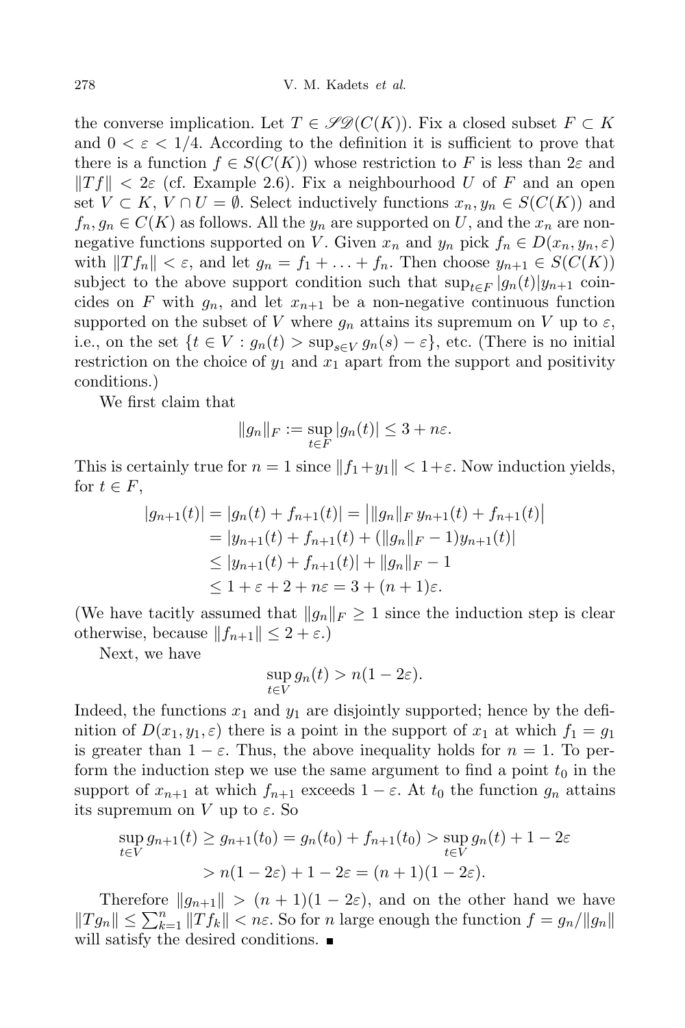the converse implication. Let $T \in \mathscr{SD}(C(K))$. Fix a closed subset $F \subset K$ and $0 < \varepsilon < 1/4$. According to the definition it is sufficient to prove that there is a function $f \in S(C(K))$ whose restriction to $F$ is less than $2\varepsilon$ and $\|Tf\| < 2\varepsilon$ (cf. Example 2.6). Fix a neighbourhood $U$ of $F$ and an open set $V \subset K$, $V \cap U = \emptyset$. Select inductively functions $x_n, y_n \in S(C(K))$ and $f_n, g_n \in C(K)$ as follows. All the $y_n$ are supported on $U$, and the $x_n$ are non-negative functions supported on $V$. Given $x_n$ and $y_n$ pick $f_n \in D(x_n, y_n, \varepsilon)$ with $\|Tf_n\| < \varepsilon$, and let $g_n = f_1 + \ldots + f_n$. Then choose $y_{n+1} \in S(C(K))$ subject to the above support condition such that $\sup_{t\in F} |g_n(t)| y_{n+1}$ coincides on $F$ with $g_n$, and let $x_{n+1}$ be a non-negative continuous function supported on the subset of $V$ where $g_n$ attains its supremum on $V$ up to $\varepsilon$, i.e., on the set $\{t \in V : g_n(t) > \sup_{s\in V} g_n(s) - \varepsilon\}$, etc. (There is no initial restriction on the choice of $y_1$ and $x_1$ apart from the support and positivity conditions.)

We first claim that

$$\|g_n\|_F := \sup_{t\in F} |g_n(t)| \le 3 + n\varepsilon.$$

This is certainly true for $n = 1$ since $\|f_1 + y_1\| < 1 + \varepsilon$. Now induction yields, for $t \in F$,

$$\begin{aligned}
|g_{n+1}(t)| &= |g_n(t) + f_{n+1}(t)| = \big|\|g_n\|_F \, y_{n+1}(t) + f_{n+1}(t)\big| \\
&= |y_{n+1}(t) + f_{n+1}(t) + (\|g_n\|_F - 1) y_{n+1}(t)| \\
&\le |y_{n+1}(t) + f_{n+1}(t)| + \|g_n\|_F - 1 \\
&\le 1 + \varepsilon + 2 + n\varepsilon = 3 + (n+1)\varepsilon.
\end{aligned}$$

(We have tacitly assumed that $\|g_n\|_F \ge 1$ since the induction step is clear otherwise, because $\|f_{n+1}\| \le 2 + \varepsilon$.)

Next, we have

$$\sup_{t\in V} g_n(t) > n(1 - 2\varepsilon).$$

Indeed, the functions $x_1$ and $y_1$ are disjointly supported; hence by the definition of $D(x_1, y_1, \varepsilon)$ there is a point in the support of $x_1$ at which $f_1 = g_1$ is greater than $1 - \varepsilon$. Thus, the above inequality holds for $n = 1$. To perform the induction step we use the same argument to find a point $t_0$ in the support of $x_{n+1}$ at which $f_{n+1}$ exceeds $1 - \varepsilon$. At $t_0$ the function $g_n$ attains its supremum on $V$ up to $\varepsilon$. So

$$\begin{aligned}
\sup_{t\in V} g_{n+1}(t) &\ge g_{n+1}(t_0) = g_n(t_0) + f_{n+1}(t_0) > \sup_{t\in V} g_n(t) + 1 - 2\varepsilon \\
&> n(1 - 2\varepsilon) + 1 - 2\varepsilon = (n+1)(1 - 2\varepsilon).
\end{aligned}$$

Therefore $\|g_{n+1}\| > (n+1)(1 - 2\varepsilon)$, and on the other hand we have $\|Tg_n\| \le \sum_{k=1}^n \|Tf_k\| < n\varepsilon$. So for $n$ large enough the function $f = g_n/\|g_n\|$ will satisfy the desired conditions. ∎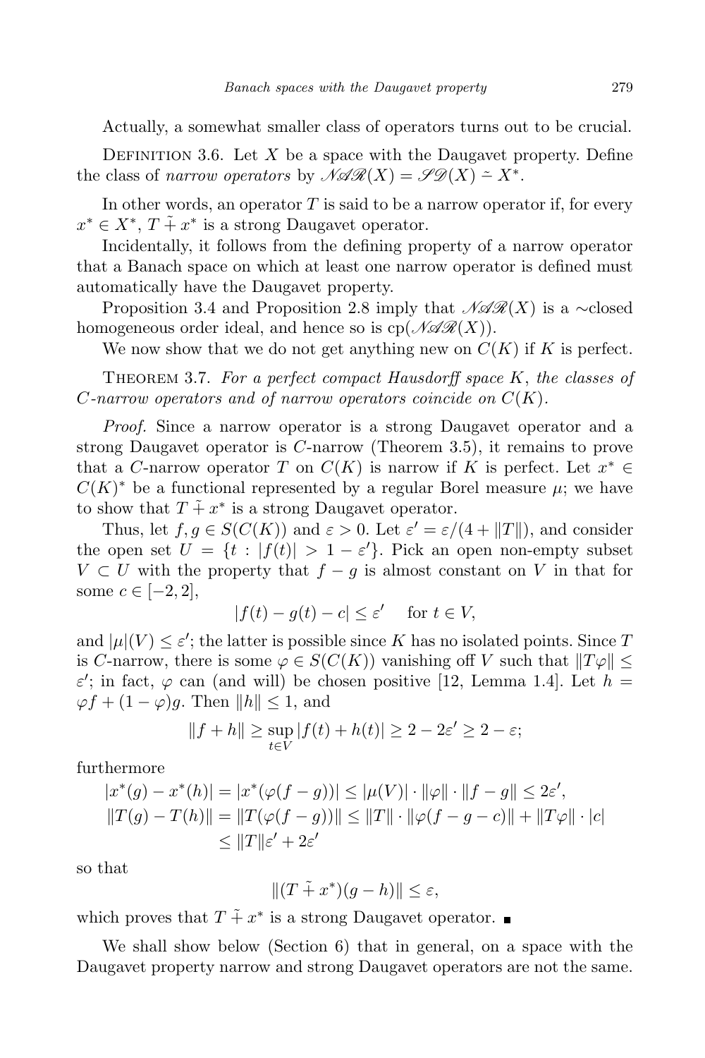Actually, a somewhat smaller class of operators turns out to be crucial.

Definition 3.6. Let $X$ be a space with the Daugavet property. Define the class of *narrow operators* by $\mathscr{NAR}(X) = \mathscr{SD}(X) \tilde{-} X^*$.

In other words, an operator $T$ is said to be a narrow operator if, for every $x^* \in X^*$, $T \tilde{+} x^*$ is a strong Daugavet operator.

Incidentally, it follows from the defining property of a narrow operator that a Banach space on which at least one narrow operator is defined must automatically have the Daugavet property.

Proposition 3.4 and Proposition 2.8 imply that $\mathscr{NAR}(X)$ is a $\sim$closed homogeneous order ideal, and hence so is $\operatorname{cp}(\mathscr{NAR}(X))$.

We now show that we do not get anything new on $C(K)$ if $K$ is perfect.

Theorem 3.7. *For a perfect compact Hausdorff space $K$, the classes of $C$-narrow operators and of narrow operators coincide on $C(K)$.*

*Proof.* Since a narrow operator is a strong Daugavet operator and a strong Daugavet operator is $C$-narrow (Theorem 3.5), it remains to prove that a $C$-narrow operator $T$ on $C(K)$ is narrow if $K$ is perfect. Let $x^* \in C(K)^*$ be a functional represented by a regular Borel measure $\mu$; we have to show that $T \tilde{+} x^*$ is a strong Daugavet operator.

Thus, let $f, g \in S(C(K))$ and $\varepsilon > 0$. Let $\varepsilon' = \varepsilon/(4 + \|T\|)$, and consider the open set $U = \{t : |f(t)| > 1 - \varepsilon'\}$. Pick an open non-empty subset $V \subset U$ with the property that $f - g$ is almost constant on $V$ in that for some $c \in [-2, 2]$,

$$|f(t) - g(t) - c| \le \varepsilon' \quad \text{ for } t \in V,$$

and $|\mu|(V) \le \varepsilon'$; the latter is possible since $K$ has no isolated points. Since $T$ is $C$-narrow, there is some $\varphi \in S(C(K))$ vanishing off $V$ such that $\|T\varphi\| \le \varepsilon'$; in fact, $\varphi$ can (and will) be chosen positive [12, Lemma 1.4]. Let $h = \varphi f + (1 - \varphi)g$. Then $\|h\| \le 1$, and

$$\|f + h\| \ge \sup_{t \in V} |f(t) + h(t)| \ge 2 - 2\varepsilon' \ge 2 - \varepsilon;$$

furthermore

$$\begin{aligned}
|x^*(g) - x^*(h)| &= |x^*(\varphi(f - g))| \le |\mu(V)| \cdot \|\varphi\| \cdot \|f - g\| \le 2\varepsilon', \\
\|T(g) - T(h)\| &= \|T(\varphi(f - g))\| \le \|T\| \cdot \|\varphi(f - g - c)\| + \|T\varphi\| \cdot |c| \\
&\le \|T\|\varepsilon' + 2\varepsilon'
\end{aligned}$$

so that

$$\|(T \tilde{+} x^*)(g - h)\| \le \varepsilon,$$

which proves that $T \tilde{+} x^*$ is a strong Daugavet operator. ■

We shall show below (Section 6) that in general, on a space with the Daugavet property narrow and strong Daugavet operators are not the same.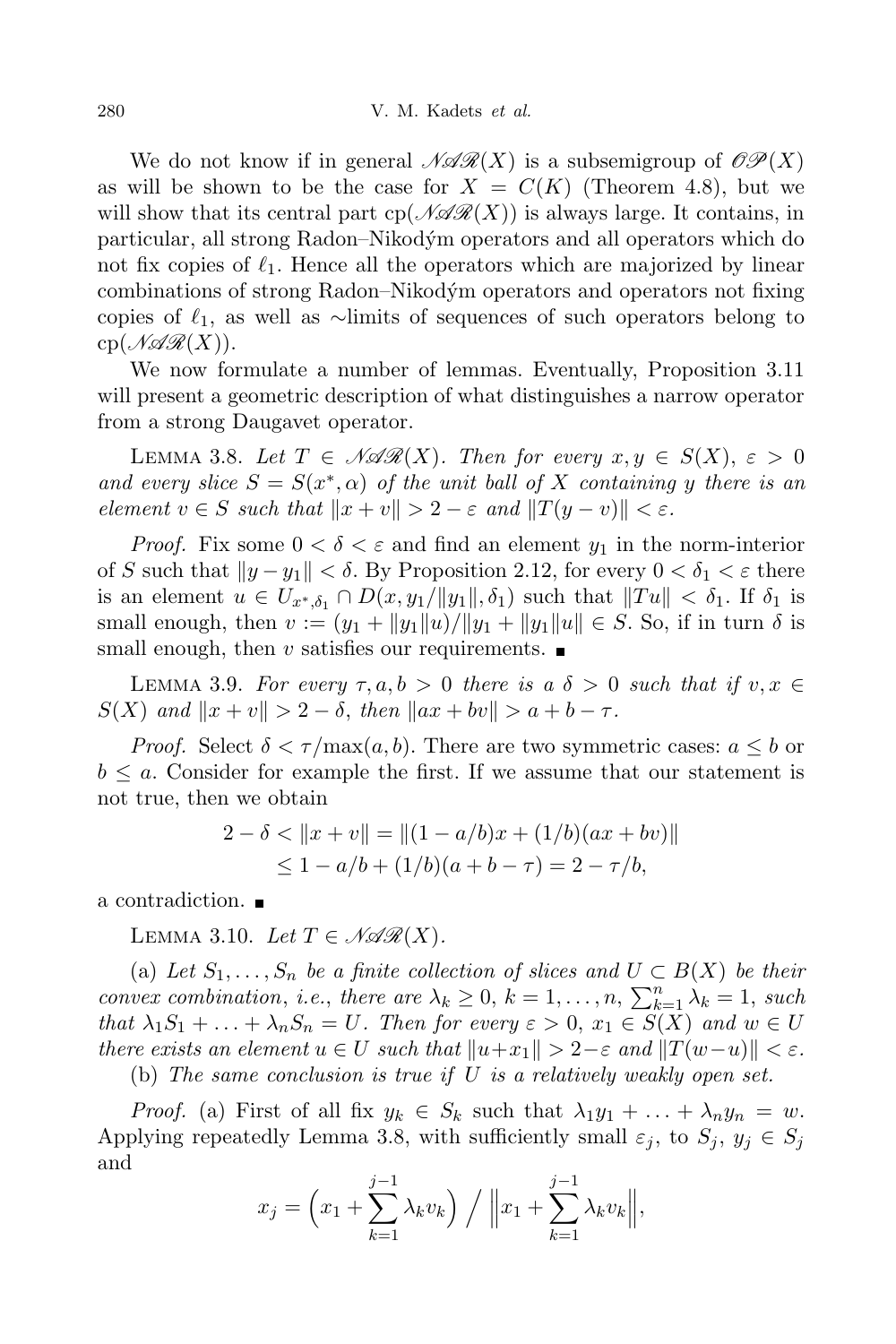We do not know if in general $\mathscr{NAR}(X)$ is a subsemigroup of $\mathscr{OP}(X)$ as will be shown to be the case for $X = C(K)$ (Theorem 4.8), but we will show that its central part $\operatorname{cp}(\mathscr{NAR}(X))$ is always large. It contains, in particular, all strong Radon–Nikodým operators and all operators which do not fix copies of $\ell_1$. Hence all the operators which are majorized by linear combinations of strong Radon–Nikodým operators and operators not fixing copies of $\ell_1$, as well as $\sim$limits of sequences of such operators belong to $\operatorname{cp}(\mathscr{NAR}(X))$.

We now formulate a number of lemmas. Eventually, Proposition 3.11 will present a geometric description of what distinguishes a narrow operator from a strong Daugavet operator.

Lemma 3.8. *Let $T \in \mathscr{NAR}(X)$. Then for every $x, y \in S(X)$, $\varepsilon > 0$ and every slice $S = S(x^*, \alpha)$ of the unit ball of $X$ containing $y$ there is an element $v \in S$ such that $\|x + v\| > 2 - \varepsilon$ and $\|T(y - v)\| < \varepsilon$.*

*Proof.* Fix some $0 < \delta < \varepsilon$ and find an element $y_1$ in the norm-interior of $S$ such that $\|y - y_1\| < \delta$. By Proposition 2.12, for every $0 < \delta_1 < \varepsilon$ there is an element $u \in U_{x^*,\delta_1} \cap D(x, y_1/\|y_1\|, \delta_1)$ such that $\|Tu\| < \delta_1$. If $\delta_1$ is small enough, then $v := (y_1 + \|y_1\|u)/\|y_1 + \|y_1\|u\| \in S$. So, if in turn $\delta$ is small enough, then $v$ satisfies our requirements. ∎

Lemma 3.9. *For every $\tau, a, b > 0$ there is a $\delta > 0$ such that if $v, x \in S(X)$ and $\|x + v\| > 2 - \delta$, then $\|ax + bv\| > a + b - \tau$.*

*Proof.* Select $\delta < \tau/\max(a, b)$. There are two symmetric cases: $a \le b$ or $b \le a$. Consider for example the first. If we assume that our statement is not true, then we obtain

$$\begin{aligned} 2 - \delta < \|x + v\| &= \|(1 - a/b)x + (1/b)(ax + bv)\| \\ &\le 1 - a/b + (1/b)(a + b - \tau) = 2 - \tau/b, \end{aligned}$$

a contradiction. ∎

Lemma 3.10. *Let $T \in \mathscr{NAR}(X)$.*

(a) *Let $S_1, \ldots, S_n$ be a finite collection of slices and $U \subset B(X)$ be their convex combination, i.e., there are $\lambda_k \ge 0$, $k = 1, \ldots, n$, $\sum_{k=1}^n \lambda_k = 1$, such that $\lambda_1 S_1 + \ldots + \lambda_n S_n = U$. Then for every $\varepsilon > 0$, $x_1 \in S(X)$ and $w \in U$ there exists an element $u \in U$ such that $\|u + x_1\| > 2 - \varepsilon$ and $\|T(w - u)\| < \varepsilon$.*

(b) *The same conclusion is true if $U$ is a relatively weakly open set.*

*Proof.* (a) First of all fix $y_k \in S_k$ such that $\lambda_1 y_1 + \ldots + \lambda_n y_n = w$. Applying repeatedly Lemma 3.8, with sufficiently small $\varepsilon_j$, to $S_j$, $y_j \in S_j$ and

$$x_j = \Big(x_1 + \sum_{k=1}^{j-1} \lambda_k v_k\Big) \Big/ \Big\|x_1 + \sum_{k=1}^{j-1} \lambda_k v_k\Big\|,$$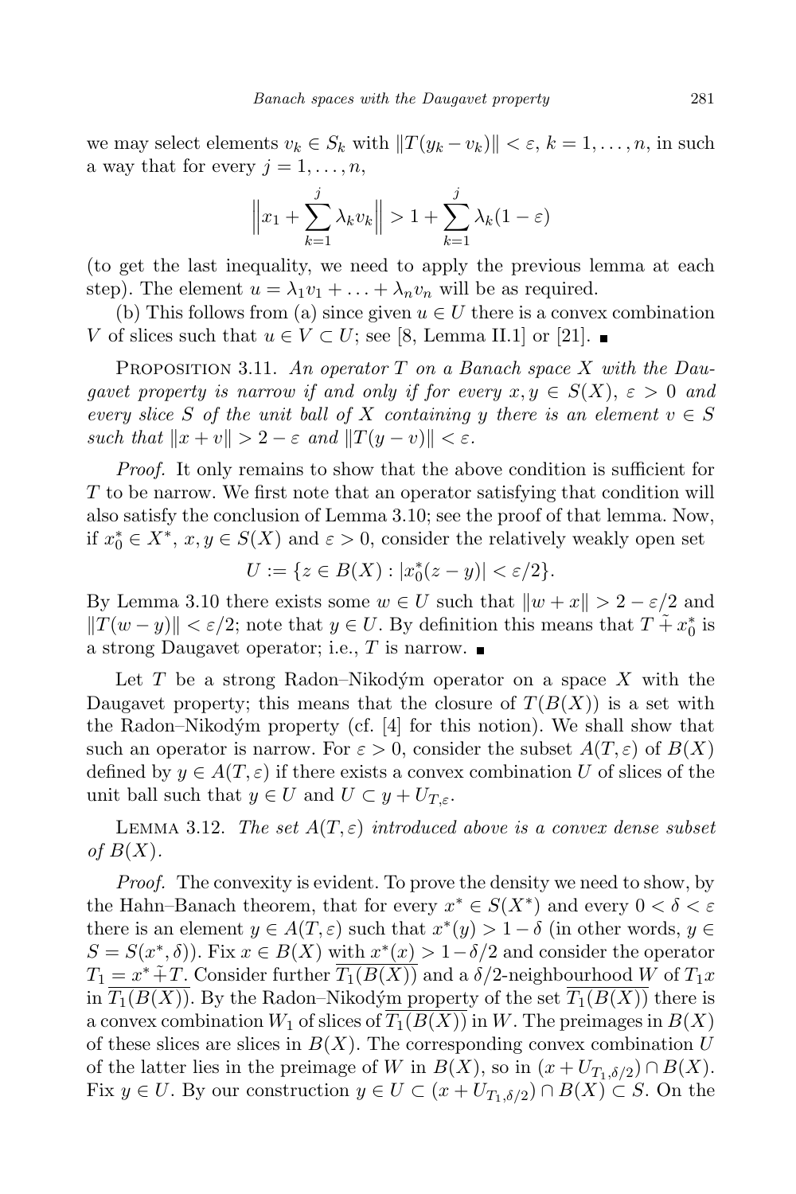we may select elements $v_k \in S_k$ with $\|T(y_k - v_k)\| < \varepsilon$, $k = 1, \ldots, n$, in such a way that for every $j = 1, \ldots, n$,

$$\Big\| x_1 + \sum_{k=1}^{j} \lambda_k v_k \Big\| > 1 + \sum_{k=1}^{j} \lambda_k (1 - \varepsilon)$$

(to get the last inequality, we need to apply the previous lemma at each step). The element $u = \lambda_1 v_1 + \ldots + \lambda_n v_n$ will be as required.

(b) This follows from (a) since given $u \in U$ there is a convex combination $V$ of slices such that $u \in V \subset U$; see [8, Lemma II.1] or [21]. ■

Proposition 3.11. *An operator $T$ on a Banach space $X$ with the Daugavet property is narrow if and only if for every $x, y \in S(X)$, $\varepsilon > 0$ and every slice $S$ of the unit ball of $X$ containing $y$ there is an element $v \in S$ such that $\|x + v\| > 2 - \varepsilon$ and $\|T(y - v)\| < \varepsilon$.*

*Proof.* It only remains to show that the above condition is sufficient for $T$ to be narrow. We first note that an operator satisfying that condition will also satisfy the conclusion of Lemma 3.10; see the proof of that lemma. Now, if $x_0^* \in X^*$, $x, y \in S(X)$ and $\varepsilon > 0$, consider the relatively weakly open set

$$U := \{z \in B(X) : |x_0^*(z - y)| < \varepsilon/2\}.$$

By Lemma 3.10 there exists some $w \in U$ such that $\|w + x\| > 2 - \varepsilon/2$ and $\|T(w - y)\| < \varepsilon/2$; note that $y \in U$. By definition this means that $T \tilde{+} x_0^*$ is a strong Daugavet operator; i.e., $T$ is narrow. ■

Let $T$ be a strong Radon–Nikodým operator on a space $X$ with the Daugavet property; this means that the closure of $T(B(X))$ is a set with the Radon–Nikodým property (cf. [4] for this notion). We shall show that such an operator is narrow. For $\varepsilon > 0$, consider the subset $A(T, \varepsilon)$ of $B(X)$ defined by $y \in A(T, \varepsilon)$ if there exists a convex combination $U$ of slices of the unit ball such that $y \in U$ and $U \subset y + U_{T,\varepsilon}$.

Lemma 3.12. *The set $A(T, \varepsilon)$ introduced above is a convex dense subset of $B(X)$.*

*Proof.* The convexity is evident. To prove the density we need to show, by the Hahn–Banach theorem, that for every $x^* \in S(X^*)$ and every $0 < \delta < \varepsilon$ there is an element $y \in A(T, \varepsilon)$ such that $x^*(y) > 1 - \delta$ (in other words, $y \in S = S(x^*, \delta)$). Fix $x \in B(X)$ with $x^*(x) > 1 - \delta/2$ and consider the operator $T_1 = x^* \tilde{+} T$. Consider further $\overline{T_1(B(X))}$ and a $\delta/2$-neighbourhood $W$ of $T_1 x$ in $\overline{T_1(B(X))}$. By the Radon–Nikodým property of the set $\overline{T_1(B(X))}$ there is a convex combination $W_1$ of slices of $\overline{T_1(B(X))}$ in $W$. The preimages in $B(X)$ of these slices are slices in $B(X)$. The corresponding convex combination $U$ of the latter lies in the preimage of $W$ in $B(X)$, so in $(x + U_{T_1,\delta/2}) \cap B(X)$. Fix $y \in U$. By our construction $y \in U \subset (x + U_{T_1,\delta/2}) \cap B(X) \subset S$. On the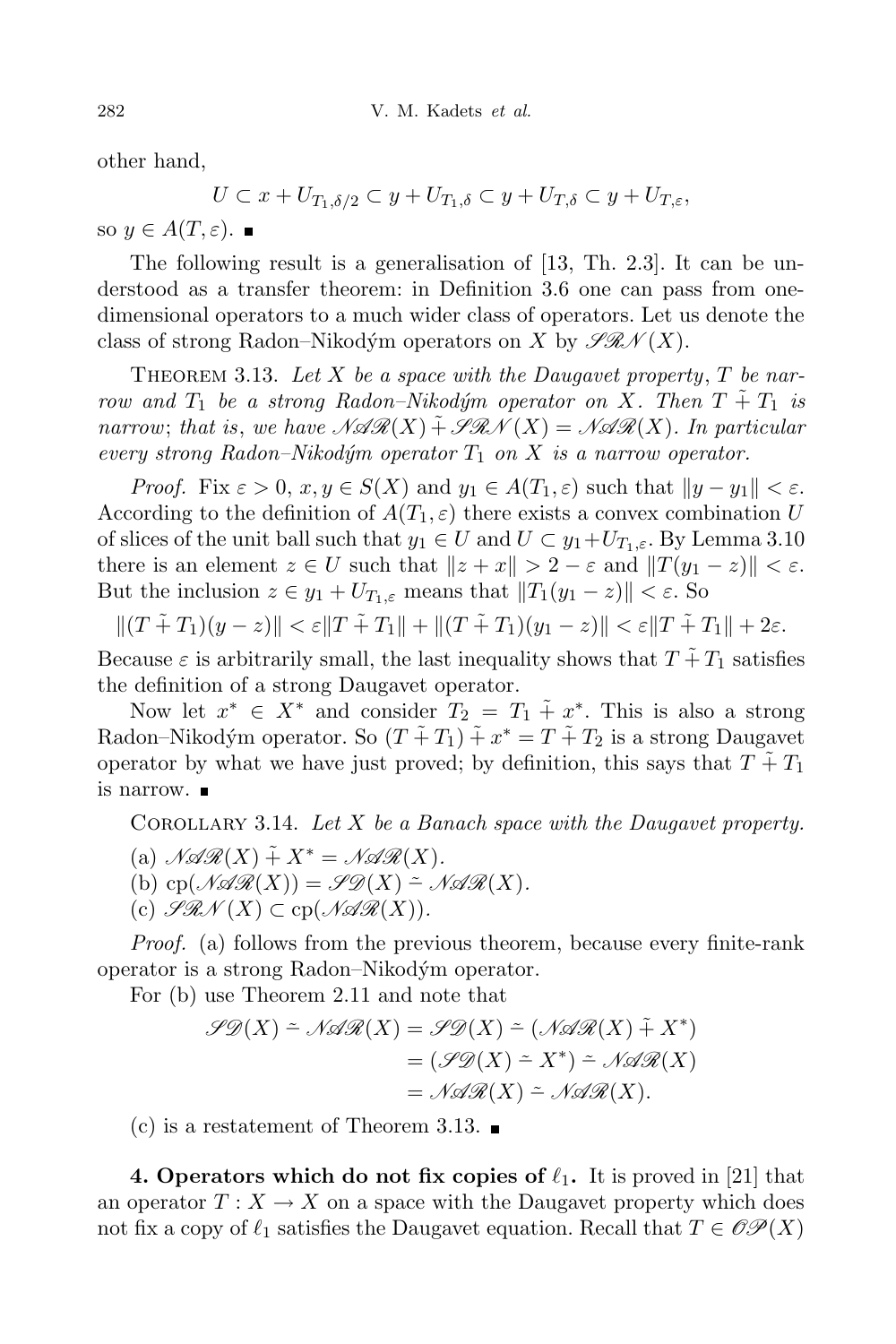other hand,

$$U \subset x + U_{T_1,\delta/2} \subset y + U_{T_1,\delta} \subset y + U_{T,\delta} \subset y + U_{T,\varepsilon},$$

so $y \in A(T, \varepsilon)$. ∎

The following result is a generalisation of [13, Th. 2.3]. It can be understood as a transfer theorem: in Definition 3.6 one can pass from one-dimensional operators to a much wider class of operators. Let us denote the class of strong Radon–Nikodým operators on $X$ by $\mathscr{SRN}(X)$.

Theorem 3.13. *Let $X$ be a space with the Daugavet property, $T$ be narrow and $T_1$ be a strong Radon–Nikodým operator on $X$. Then $T \tilde{+} T_1$ is narrow; that is, we have $\mathscr{NAR}(X) \tilde{+} \mathscr{SRN}(X) = \mathscr{NAR}(X)$. In particular every strong Radon–Nikodým operator $T_1$ on $X$ is a narrow operator.*

*Proof.* Fix $\varepsilon > 0$, $x, y \in S(X)$ and $y_1 \in A(T_1, \varepsilon)$ such that $\|y - y_1\| < \varepsilon$. According to the definition of $A(T_1, \varepsilon)$ there exists a convex combination $U$ of slices of the unit ball such that $y_1 \in U$ and $U \subset y_1 + U_{T_1,\varepsilon}$. By Lemma 3.10 there is an element $z \in U$ such that $\|z + x\| > 2 - \varepsilon$ and $\|T(y_1 - z)\| < \varepsilon$. But the inclusion $z \in y_1 + U_{T_1,\varepsilon}$ means that $\|T_1(y_1 - z)\| < \varepsilon$. So

$$\|(T \tilde{+} T_1)(y - z)\| < \varepsilon \|T \tilde{+} T_1\| + \|(T \tilde{+} T_1)(y_1 - z)\| < \varepsilon \|T \tilde{+} T_1\| + 2\varepsilon.$$

Because $\varepsilon$ is arbitrarily small, the last inequality shows that $T \tilde{+} T_1$ satisfies the definition of a strong Daugavet operator.

Now let $x^* \in X^*$ and consider $T_2 = T_1 \tilde{+} x^*$. This is also a strong Radon–Nikodým operator. So $(T \tilde{+} T_1) \tilde{+} x^* = T \tilde{+} T_2$ is a strong Daugavet operator by what we have just proved; by definition, this says that $T \tilde{+} T_1$ is narrow. ∎

Corollary 3.14. *Let $X$ be a Banach space with the Daugavet property.*

(a) $\mathscr{NAR}(X) \tilde{+} X^* = \mathscr{NAR}(X)$.

(b) $\mathrm{cp}(\mathscr{NAR}(X)) = \mathscr{SD}(X) \tilde{-} \mathscr{NAR}(X)$.

(c) $\mathscr{SRN}(X) \subset \mathrm{cp}(\mathscr{NAR}(X))$.

*Proof.* (a) follows from the previous theorem, because every finite-rank operator is a strong Radon–Nikodým operator.

For (b) use Theorem 2.11 and note that

$$\begin{aligned}\mathscr{SD}(X) \tilde{-} \mathscr{NAR}(X) &= \mathscr{SD}(X) \tilde{-} (\mathscr{NAR}(X) \tilde{+} X^*) \\ &= (\mathscr{SD}(X) \tilde{-} X^*) \tilde{-} \mathscr{NAR}(X) \\ &= \mathscr{NAR}(X) \tilde{-} \mathscr{NAR}(X).\end{aligned}$$

(c) is a restatement of Theorem 3.13. ∎

**4. Operators which do not fix copies of $\ell_1$.** It is proved in [21] that an operator $T : X \to X$ on a space with the Daugavet property which does not fix a copy of $\ell_1$ satisfies the Daugavet equation. Recall that $T \in \mathscr{OP}(X)$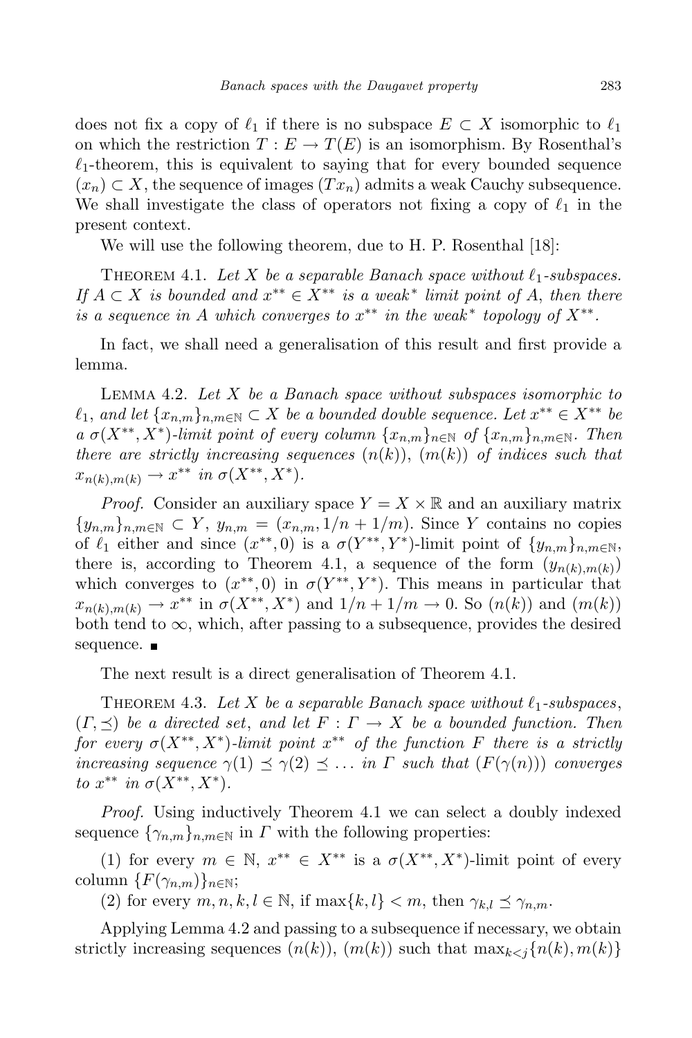does not fix a copy of $\ell_1$ if there is no subspace $E \subset X$ isomorphic to $\ell_1$ on which the restriction $T : E \to T(E)$ is an isomorphism. By Rosenthal's $\ell_1$-theorem, this is equivalent to saying that for every bounded sequence $(x_n) \subset X$, the sequence of images $(Tx_n)$ admits a weak Cauchy subsequence. We shall investigate the class of operators not fixing a copy of $\ell_1$ in the present context.

We will use the following theorem, due to H. P. Rosenthal [18]:

Theorem 4.1. *Let $X$ be a separable Banach space without $\ell_1$-subspaces. If $A \subset X$ is bounded and $x^{**} \in X^{**}$ is a weak$^*$ limit point of $A$, then there is a sequence in $A$ which converges to $x^{**}$ in the weak$^*$ topology of $X^{**}$.*

In fact, we shall need a generalisation of this result and first provide a lemma.

Lemma 4.2. *Let $X$ be a Banach space without subspaces isomorphic to $\ell_1$, and let $\{x_{n,m}\}_{n,m\in\mathbb{N}} \subset X$ be a bounded double sequence. Let $x^{**} \in X^{**}$ be a $\sigma(X^{**}, X^*)$-limit point of every column $\{x_{n,m}\}_{n\in\mathbb{N}}$ of $\{x_{n,m}\}_{n,m\in\mathbb{N}}$. Then there are strictly increasing sequences $(n(k))$, $(m(k))$ of indices such that $x_{n(k),m(k)} \to x^{**}$ in $\sigma(X^{**}, X^*)$.*

*Proof.* Consider an auxiliary space $Y = X \times \mathbb{R}$ and an auxiliary matrix $\{y_{n,m}\}_{n,m\in\mathbb{N}} \subset Y$, $y_{n,m} = (x_{n,m}, 1/n + 1/m)$. Since $Y$ contains no copies of $\ell_1$ either and since $(x^{**}, 0)$ is a $\sigma(Y^{**}, Y^*)$-limit point of $\{y_{n,m}\}_{n,m\in\mathbb{N}}$, there is, according to Theorem 4.1, a sequence of the form $(y_{n(k),m(k)})$ which converges to $(x^{**}, 0)$ in $\sigma(Y^{**}, Y^*)$. This means in particular that $x_{n(k),m(k)} \to x^{**}$ in $\sigma(X^{**}, X^*)$ and $1/n + 1/m \to 0$. So $(n(k))$ and $(m(k))$ both tend to $\infty$, which, after passing to a subsequence, provides the desired sequence. ■

The next result is a direct generalisation of Theorem 4.1.

Theorem 4.3. *Let $X$ be a separable Banach space without $\ell_1$-subspaces, $(\Gamma, \preceq)$ be a directed set, and let $F : \Gamma \to X$ be a bounded function. Then for every $\sigma(X^{**}, X^*)$-limit point $x^{**}$ of the function $F$ there is a strictly increasing sequence $\gamma(1) \preceq \gamma(2) \preceq \ldots$ in $\Gamma$ such that $(F(\gamma(n)))$ converges to $x^{**}$ in $\sigma(X^{**}, X^*)$.*

*Proof.* Using inductively Theorem 4.1 we can select a doubly indexed sequence $\{\gamma_{n,m}\}_{n,m\in\mathbb{N}}$ in $\Gamma$ with the following properties:

(1) for every $m \in \mathbb{N}$, $x^{**} \in X^{**}$ is a $\sigma(X^{**}, X^*)$-limit point of every column $\{F(\gamma_{n,m})\}_{n\in\mathbb{N}}$;

(2) for every $m, n, k, l \in \mathbb{N}$, if $\max\{k, l\} < m$, then $\gamma_{k,l} \preceq \gamma_{n,m}$.

Applying Lemma 4.2 and passing to a subsequence if necessary, we obtain strictly increasing sequences $(n(k))$, $(m(k))$ such that $\max_{k<j}\{n(k), m(k)\}$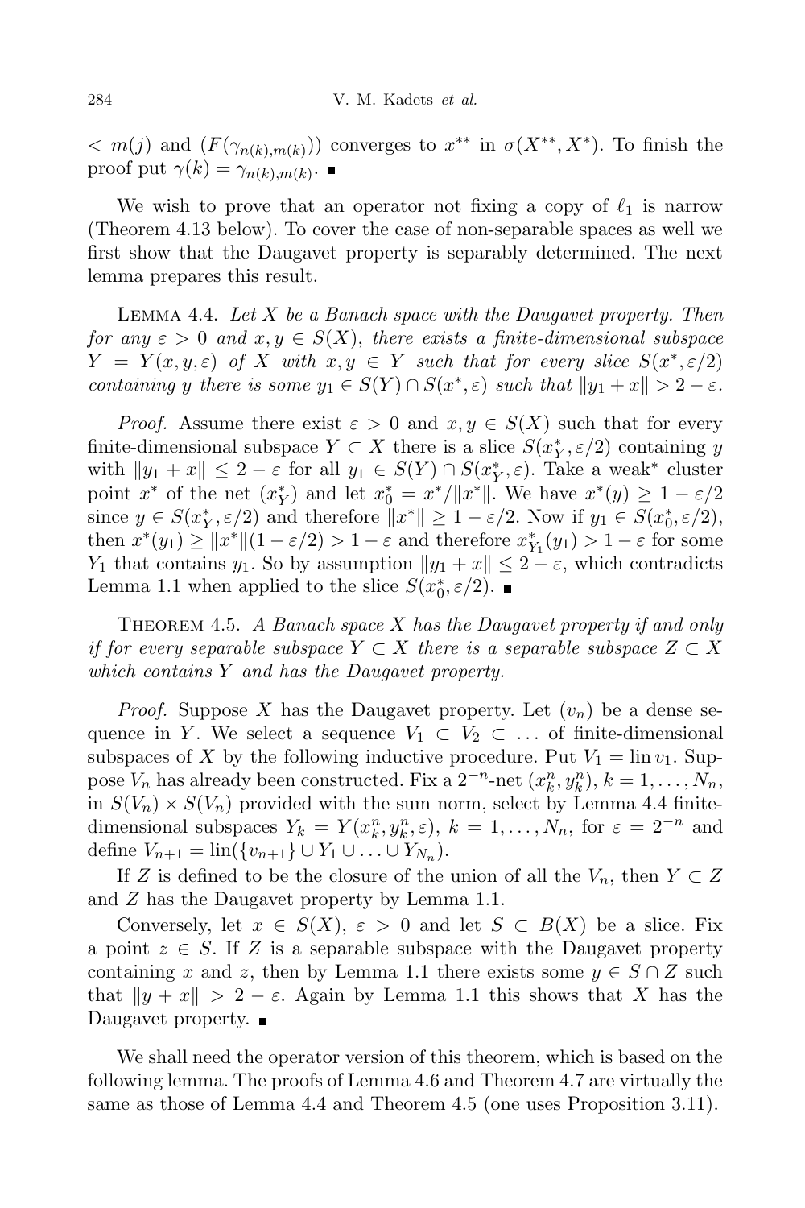$< m(j)$ and $(F(\gamma_{n(k),m(k)}))$ converges to $x^{**}$ in $\sigma(X^{**}, X^*)$. To finish the proof put $\gamma(k) = \gamma_{n(k),m(k)}$. ■

We wish to prove that an operator not fixing a copy of $\ell_1$ is narrow (Theorem 4.13 below). To cover the case of non-separable spaces as well we first show that the Daugavet property is separably determined. The next lemma prepares this result.

LEMMA 4.4. *Let $X$ be a Banach space with the Daugavet property. Then for any $\varepsilon > 0$ and $x, y \in S(X)$, there exists a finite-dimensional subspace $Y = Y(x, y, \varepsilon)$ of $X$ with $x, y \in Y$ such that for every slice $S(x^*, \varepsilon/2)$ containing $y$ there is some $y_1 \in S(Y) \cap S(x^*, \varepsilon)$ such that $\|y_1 + x\| > 2 - \varepsilon$.*

*Proof.* Assume there exist $\varepsilon > 0$ and $x, y \in S(X)$ such that for every finite-dimensional subspace $Y \subset X$ there is a slice $S(x_Y^*, \varepsilon/2)$ containing $y$ with $\|y_1 + x\| \leq 2 - \varepsilon$ for all $y_1 \in S(Y) \cap S(x_Y^*, \varepsilon)$. Take a weak* cluster point $x^*$ of the net $(x_Y^*)$ and let $x_0^* = x^*/\|x^*\|$. We have $x^*(y) \geq 1 - \varepsilon/2$ since $y \in S(x_Y^*, \varepsilon/2)$ and therefore $\|x^*\| \geq 1 - \varepsilon/2$. Now if $y_1 \in S(x_0^*, \varepsilon/2)$, then $x^*(y_1) \geq \|x^*\|(1 - \varepsilon/2) > 1 - \varepsilon$ and therefore $x_{Y_1}^*(y_1) > 1 - \varepsilon$ for some $Y_1$ that contains $y_1$. So by assumption $\|y_1 + x\| \leq 2 - \varepsilon$, which contradicts Lemma 1.1 when applied to the slice $S(x_0^*, \varepsilon/2)$. ■

THEOREM 4.5. *A Banach space $X$ has the Daugavet property if and only if for every separable subspace $Y \subset X$ there is a separable subspace $Z \subset X$ which contains $Y$ and has the Daugavet property.*

*Proof.* Suppose $X$ has the Daugavet property. Let $(v_n)$ be a dense sequence in $Y$. We select a sequence $V_1 \subset V_2 \subset \ldots$ of finite-dimensional subspaces of $X$ by the following inductive procedure. Put $V_1 = \operatorname{lin} v_1$. Suppose $V_n$ has already been constructed. Fix a $2^{-n}$-net $(x_k^n, y_k^n)$, $k = 1, \ldots, N_n$, in $S(V_n) \times S(V_n)$ provided with the sum norm, select by Lemma 4.4 finite-dimensional subspaces $Y_k = Y(x_k^n, y_k^n, \varepsilon)$, $k = 1, \ldots, N_n$, for $\varepsilon = 2^{-n}$ and define $V_{n+1} = \operatorname{lin}(\{v_{n+1}\} \cup Y_1 \cup \ldots \cup Y_{N_n})$.

If $Z$ is defined to be the closure of the union of all the $V_n$, then $Y \subset Z$ and $Z$ has the Daugavet property by Lemma 1.1.

Conversely, let $x \in S(X)$, $\varepsilon > 0$ and let $S \subset B(X)$ be a slice. Fix a point $z \in S$. If $Z$ is a separable subspace with the Daugavet property containing $x$ and $z$, then by Lemma 1.1 there exists some $y \in S \cap Z$ such that $\|y + x\| > 2 - \varepsilon$. Again by Lemma 1.1 this shows that $X$ has the Daugavet property. ■

We shall need the operator version of this theorem, which is based on the following lemma. The proofs of Lemma 4.6 and Theorem 4.7 are virtually the same as those of Lemma 4.4 and Theorem 4.5 (one uses Proposition 3.11).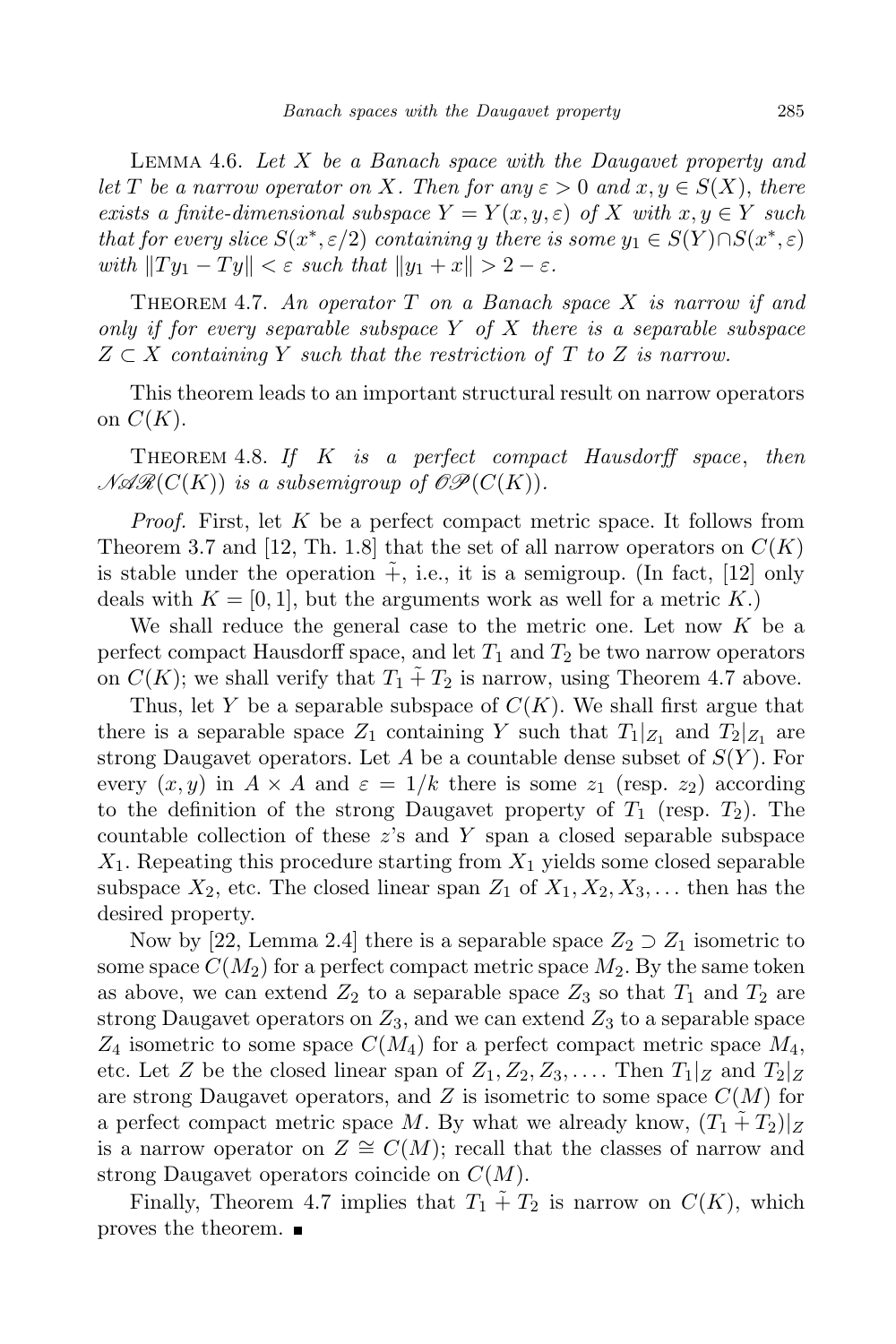Lemma 4.6. *Let $X$ be a Banach space with the Daugavet property and let $T$ be a narrow operator on $X$. Then for any $\varepsilon > 0$ and $x, y \in S(X)$, there exists a finite-dimensional subspace $Y = Y(x, y, \varepsilon)$ of $X$ with $x, y \in Y$ such that for every slice $S(x^*, \varepsilon/2)$ containing $y$ there is some $y_1 \in S(Y) \cap S(x^*, \varepsilon)$ with $\|Ty_1 - Ty\| < \varepsilon$ such that $\|y_1 + x\| > 2 - \varepsilon$.*

Theorem 4.7. *An operator $T$ on a Banach space $X$ is narrow if and only if for every separable subspace $Y$ of $X$ there is a separable subspace $Z \subset X$ containing $Y$ such that the restriction of $T$ to $Z$ is narrow.*

This theorem leads to an important structural result on narrow operators on $C(K)$.

Theorem 4.8. *If $K$ is a perfect compact Hausdorff space, then $\mathscr{NAR}(C(K))$ is a subsemigroup of $\mathscr{OP}(C(K))$.*

*Proof.* First, let $K$ be a perfect compact metric space. It follows from Theorem 3.7 and [12, Th. 1.8] that the set of all narrow operators on $C(K)$ is stable under the operation $\tilde{+}$, i.e., it is a semigroup. (In fact, [12] only deals with $K = [0, 1]$, but the arguments work as well for a metric $K$.)

We shall reduce the general case to the metric one. Let now $K$ be a perfect compact Hausdorff space, and let $T_1$ and $T_2$ be two narrow operators on $C(K)$; we shall verify that $T_1 \tilde{+} T_2$ is narrow, using Theorem 4.7 above.

Thus, let $Y$ be a separable subspace of $C(K)$. We shall first argue that there is a separable space $Z_1$ containing $Y$ such that $T_1|_{Z_1}$ and $T_2|_{Z_1}$ are strong Daugavet operators. Let $A$ be a countable dense subset of $S(Y)$. For every $(x, y)$ in $A \times A$ and $\varepsilon = 1/k$ there is some $z_1$ (resp. $z_2$) according to the definition of the strong Daugavet property of $T_1$ (resp. $T_2$). The countable collection of these $z$'s and $Y$ span a closed separable subspace $X_1$. Repeating this procedure starting from $X_1$ yields some closed separable subspace $X_2$, etc. The closed linear span $Z_1$ of $X_1, X_2, X_3, \dots$ then has the desired property.

Now by [22, Lemma 2.4] there is a separable space $Z_2 \supset Z_1$ isometric to some space $C(M_2)$ for a perfect compact metric space $M_2$. By the same token as above, we can extend $Z_2$ to a separable space $Z_3$ so that $T_1$ and $T_2$ are strong Daugavet operators on $Z_3$, and we can extend $Z_3$ to a separable space $Z_4$ isometric to some space $C(M_4)$ for a perfect compact metric space $M_4$, etc. Let $Z$ be the closed linear span of $Z_1, Z_2, Z_3, \dots$. Then $T_1|_Z$ and $T_2|_Z$ are strong Daugavet operators, and $Z$ is isometric to some space $C(M)$ for a perfect compact metric space $M$. By what we already know, $(T_1 \tilde{+} T_2)|_Z$ is a narrow operator on $Z \cong C(M)$; recall that the classes of narrow and strong Daugavet operators coincide on $C(M)$.

Finally, Theorem 4.7 implies that $T_1 \tilde{+} T_2$ is narrow on $C(K)$, which proves the theorem. ∎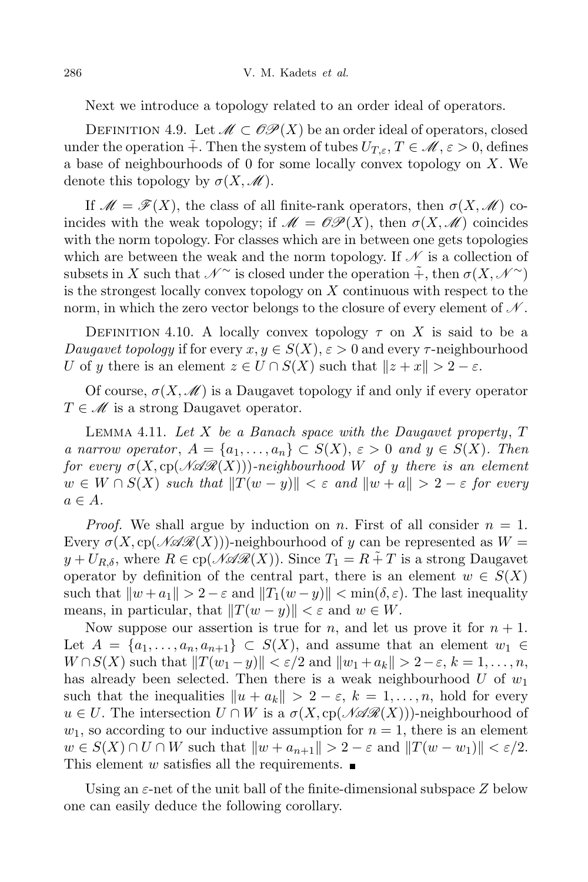Next we introduce a topology related to an order ideal of operators.

Definition 4.9. Let $\mathscr{M} \subset \mathscr{OP}(X)$ be an order ideal of operators, closed under the operation $\tilde{+}$. Then the system of tubes $U_{T,\varepsilon}$, $T \in \mathscr{M}$, $\varepsilon > 0$, defines a base of neighbourhoods of 0 for some locally convex topology on $X$. We denote this topology by $\sigma(X, \mathscr{M})$.

If $\mathscr{M} = \mathscr{F}(X)$, the class of all finite-rank operators, then $\sigma(X, \mathscr{M})$ coincides with the weak topology; if $\mathscr{M} = \mathscr{OP}(X)$, then $\sigma(X, \mathscr{M})$ coincides with the norm topology. For classes which are in between one gets topologies which are between the weak and the norm topology. If $\mathscr{N}$ is a collection of subsets in $X$ such that $\mathscr{N}^{\sim}$ is closed under the operation $\tilde{+}$, then $\sigma(X, \mathscr{N}^{\sim})$ is the strongest locally convex topology on $X$ continuous with respect to the norm, in which the zero vector belongs to the closure of every element of $\mathscr{N}$.

Definition 4.10. A locally convex topology $\tau$ on $X$ is said to be a *Daugavet topology* if for every $x, y \in S(X)$, $\varepsilon > 0$ and every $\tau$-neighbourhood $U$ of $y$ there is an element $z \in U \cap S(X)$ such that $\|z + x\| > 2 - \varepsilon$.

Of course, $\sigma(X, \mathscr{M})$ is a Daugavet topology if and only if every operator $T \in \mathscr{M}$ is a strong Daugavet operator.

Lemma 4.11. *Let $X$ be a Banach space with the Daugavet property, $T$ a narrow operator, $A = \{a_1, \ldots, a_n\} \subset S(X)$, $\varepsilon > 0$ and $y \in S(X)$. Then for every $\sigma(X, \mathrm{cp}(\mathscr{NAR}(X)))$-neighbourhood $W$ of $y$ there is an element $w \in W \cap S(X)$ such that $\|T(w - y)\| < \varepsilon$ and $\|w + a\| > 2 - \varepsilon$ for every $a \in A$.*

*Proof.* We shall argue by induction on $n$. First of all consider $n = 1$. Every $\sigma(X, \mathrm{cp}(\mathscr{NAR}(X)))$-neighbourhood of $y$ can be represented as $W = y + U_{R,\delta}$, where $R \in \mathrm{cp}(\mathscr{NAR}(X))$. Since $T_1 = R \tilde{+} T$ is a strong Daugavet operator by definition of the central part, there is an element $w \in S(X)$ such that $\|w + a_1\| > 2 - \varepsilon$ and $\|T_1(w - y)\| < \min(\delta, \varepsilon)$. The last inequality means, in particular, that $\|T(w - y)\| < \varepsilon$ and $w \in W$.

Now suppose our assertion is true for $n$, and let us prove it for $n + 1$. Let $A = \{a_1, \ldots, a_n, a_{n+1}\} \subset S(X)$, and assume that an element $w_1 \in W \cap S(X)$ such that $\|T(w_1 - y)\| < \varepsilon/2$ and $\|w_1 + a_k\| > 2 - \varepsilon$, $k = 1, \ldots, n$, has already been selected. Then there is a weak neighbourhood $U$ of $w_1$ such that the inequalities $\|u + a_k\| > 2 - \varepsilon$, $k = 1, \ldots, n$, hold for every $u \in U$. The intersection $U \cap W$ is a $\sigma(X, \mathrm{cp}(\mathscr{NAR}(X)))$-neighbourhood of $w_1$, so according to our inductive assumption for $n = 1$, there is an element $w \in S(X) \cap U \cap W$ such that $\|w + a_{n+1}\| > 2 - \varepsilon$ and $\|T(w - w_1)\| < \varepsilon/2$. This element $w$ satisfies all the requirements. ∎

Using an $\varepsilon$-net of the unit ball of the finite-dimensional subspace $Z$ below one can easily deduce the following corollary.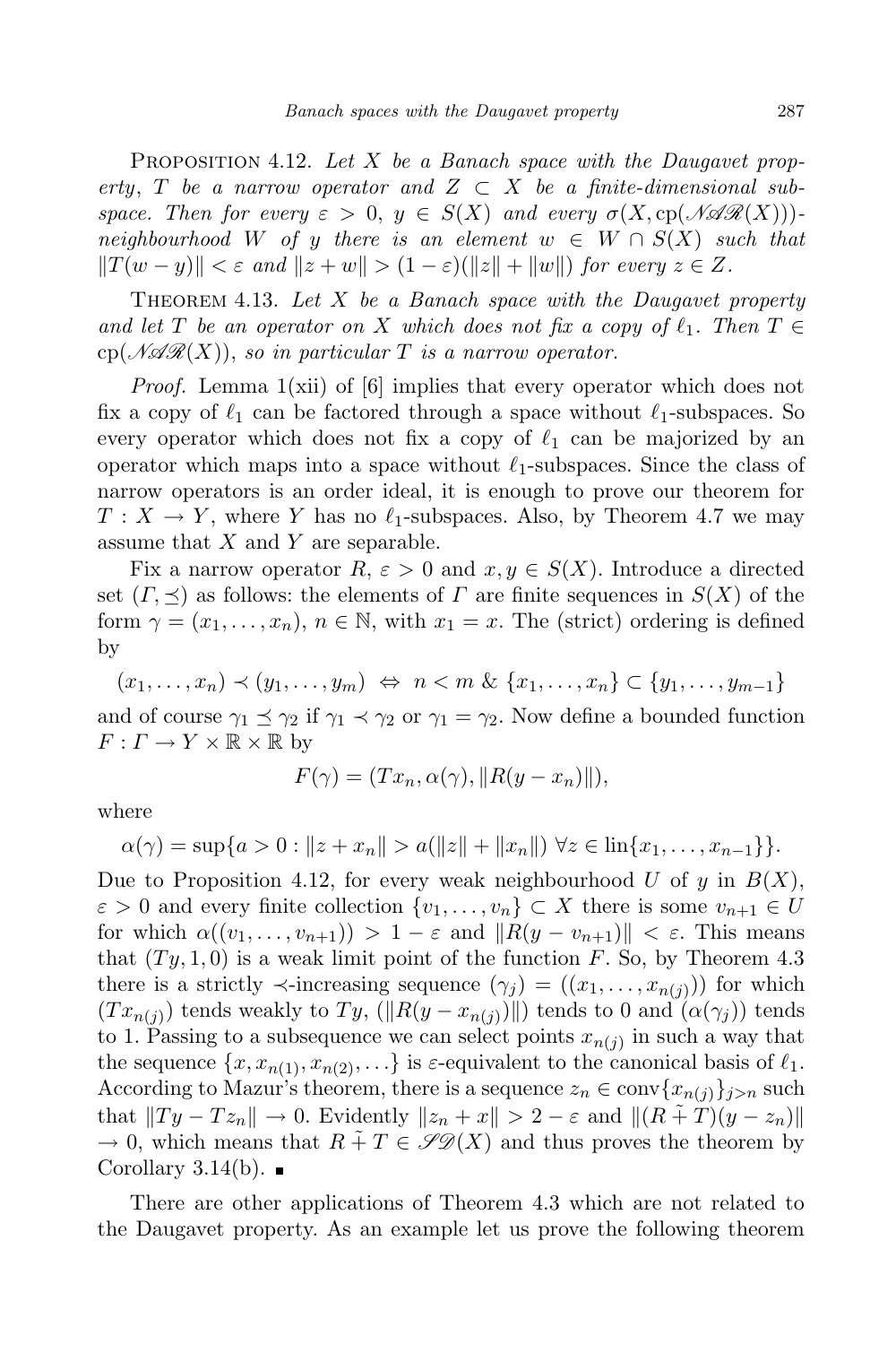Proposition 4.12. *Let $X$ be a Banach space with the Daugavet property, $T$ be a narrow operator and $Z \subset X$ be a finite-dimensional subspace. Then for every $\varepsilon > 0$, $y \in S(X)$ and every $\sigma(X, \mathrm{cp}(\mathscr{NAR}(X)))$-neighbourhood $W$ of $y$ there is an element $w \in W \cap S(X)$ such that $\|T(w - y)\| < \varepsilon$ and $\|z + w\| > (1 - \varepsilon)(\|z\| + \|w\|)$ for every $z \in Z$.*

Theorem 4.13. *Let $X$ be a Banach space with the Daugavet property and let $T$ be an operator on $X$ which does not fix a copy of $\ell_1$. Then $T \in \mathrm{cp}(\mathscr{NAR}(X))$, so in particular $T$ is a narrow operator.*

*Proof.* Lemma 1(xii) of [6] implies that every operator which does not fix a copy of $\ell_1$ can be factored through a space without $\ell_1$-subspaces. So every operator which does not fix a copy of $\ell_1$ can be majorized by an operator which maps into a space without $\ell_1$-subspaces. Since the class of narrow operators is an order ideal, it is enough to prove our theorem for $T : X \to Y$, where $Y$ has no $\ell_1$-subspaces. Also, by Theorem 4.7 we may assume that $X$ and $Y$ are separable.

Fix a narrow operator $R$, $\varepsilon > 0$ and $x, y \in S(X)$. Introduce a directed set $(\Gamma, \preceq)$ as follows: the elements of $\Gamma$ are finite sequences in $S(X)$ of the form $\gamma = (x_1, \ldots, x_n)$, $n \in \mathbb{N}$, with $x_1 = x$. The (strict) ordering is defined by

$$(x_1, \ldots, x_n) \prec (y_1, \ldots, y_m) \ \Leftrightarrow\ n < m \ \&\ \{x_1, \ldots, x_n\} \subset \{y_1, \ldots, y_{m-1}\}$$

and of course $\gamma_1 \preceq \gamma_2$ if $\gamma_1 \prec \gamma_2$ or $\gamma_1 = \gamma_2$. Now define a bounded function $F : \Gamma \to Y \times \mathbb{R} \times \mathbb{R}$ by

$$F(\gamma) = (Tx_n, \alpha(\gamma), \|R(y - x_n)\|),$$

where

$$\alpha(\gamma) = \sup\{a > 0 : \|z + x_n\| > a(\|z\| + \|x_n\|)\ \forall z \in \mathrm{lin}\{x_1, \ldots, x_{n-1}\}\}.$$

Due to Proposition 4.12, for every weak neighbourhood $U$ of $y$ in $B(X)$, $\varepsilon > 0$ and every finite collection $\{v_1, \ldots, v_n\} \subset X$ there is some $v_{n+1} \in U$ for which $\alpha((v_1, \ldots, v_{n+1})) > 1 - \varepsilon$ and $\|R(y - v_{n+1})\| < \varepsilon$. This means that $(Ty, 1, 0)$ is a weak limit point of the function $F$. So, by Theorem 4.3 there is a strictly $\prec$-increasing sequence $(\gamma_j) = ((x_1, \ldots, x_{n(j)}))$ for which $(Tx_{n(j)})$ tends weakly to $Ty$, $(\|R(y - x_{n(j)})\|)$ tends to $0$ and $(\alpha(\gamma_j))$ tends to $1$. Passing to a subsequence we can select points $x_{n(j)}$ in such a way that the sequence $\{x, x_{n(1)}, x_{n(2)}, \ldots\}$ is $\varepsilon$-equivalent to the canonical basis of $\ell_1$. According to Mazur's theorem, there is a sequence $z_n \in \mathrm{conv}\{x_{n(j)}\}_{j>n}$ such that $\|Ty - Tz_n\| \to 0$. Evidently $\|z_n + x\| > 2 - \varepsilon$ and $\|(R \tilde{+} T)(y - z_n)\| \to 0$, which means that $R \tilde{+} T \in \mathscr{SD}(X)$ and thus proves the theorem by Corollary 3.14(b). ∎

There are other applications of Theorem 4.3 which are not related to the Daugavet property. As an example let us prove the following theorem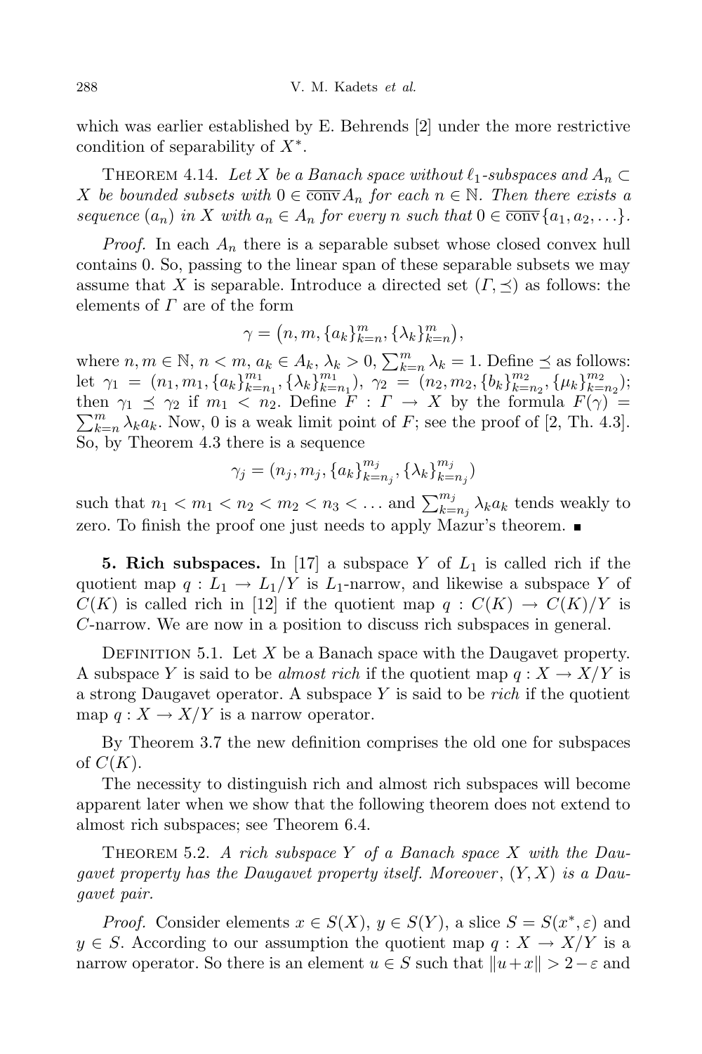which was earlier established by E. Behrends [2] under the more restrictive condition of separability of $X^*$.

THEOREM 4.14. *Let $X$ be a Banach space without $\ell_1$-subspaces and $A_n \subset X$ be bounded subsets with $0 \in \overline{\mathrm{conv}}\, A_n$ for each $n \in \mathbb{N}$. Then there exists a sequence $(a_n)$ in $X$ with $a_n \in A_n$ for every $n$ such that $0 \in \overline{\mathrm{conv}}\{a_1, a_2, \ldots\}$.*

*Proof.* In each $A_n$ there is a separable subset whose closed convex hull contains 0. So, passing to the linear span of these separable subsets we may assume that $X$ is separable. Introduce a directed set $(\Gamma, \preceq)$ as follows: the elements of $\Gamma$ are of the form

$$\gamma = \big(n, m, \{a_k\}_{k=n}^{m}, \{\lambda_k\}_{k=n}^{m}\big),$$

where $n, m \in \mathbb{N}$, $n < m$, $a_k \in A_k$, $\lambda_k > 0$, $\sum_{k=n}^{m} \lambda_k = 1$. Define $\preceq$ as follows: let $\gamma_1 = (n_1, m_1, \{a_k\}_{k=n_1}^{m_1}, \{\lambda_k\}_{k=n_1}^{m_1})$, $\gamma_2 = (n_2, m_2, \{b_k\}_{k=n_2}^{m_2}, \{\mu_k\}_{k=n_2}^{m_2})$; then $\gamma_1 \preceq \gamma_2$ if $m_1 < n_2$. Define $F : \Gamma \to X$ by the formula $F(\gamma) = \sum_{k=n}^{m} \lambda_k a_k$. Now, 0 is a weak limit point of $F$; see the proof of [2, Th. 4.3]. So, by Theorem 4.3 there is a sequence

$$\gamma_j = (n_j, m_j, \{a_k\}_{k=n_j}^{m_j}, \{\lambda_k\}_{k=n_j}^{m_j})$$

such that $n_1 < m_1 < n_2 < m_2 < n_3 < \ldots$ and $\sum_{k=n_j}^{m_j} \lambda_k a_k$ tends weakly to zero. To finish the proof one just needs to apply Mazur's theorem. ∎

**5. Rich subspaces.** In [17] a subspace $Y$ of $L_1$ is called rich if the quotient map $q : L_1 \to L_1/Y$ is $L_1$-narrow, and likewise a subspace $Y$ of $C(K)$ is called rich in [12] if the quotient map $q : C(K) \to C(K)/Y$ is $C$-narrow. We are now in a position to discuss rich subspaces in general.

DEFINITION 5.1. Let $X$ be a Banach space with the Daugavet property. A subspace $Y$ is said to be *almost rich* if the quotient map $q : X \to X/Y$ is a strong Daugavet operator. A subspace $Y$ is said to be *rich* if the quotient map $q : X \to X/Y$ is a narrow operator.

By Theorem 3.7 the new definition comprises the old one for subspaces of $C(K)$.

The necessity to distinguish rich and almost rich subspaces will become apparent later when we show that the following theorem does not extend to almost rich subspaces; see Theorem 6.4.

THEOREM 5.2. *A rich subspace $Y$ of a Banach space $X$ with the Daugavet property has the Daugavet property itself. Moreover, $(Y, X)$ is a Daugavet pair.*

*Proof.* Consider elements $x \in S(X)$, $y \in S(Y)$, a slice $S = S(x^*, \varepsilon)$ and $y \in S$. According to our assumption the quotient map $q : X \to X/Y$ is a narrow operator. So there is an element $u \in S$ such that $\|u + x\| > 2 - \varepsilon$ and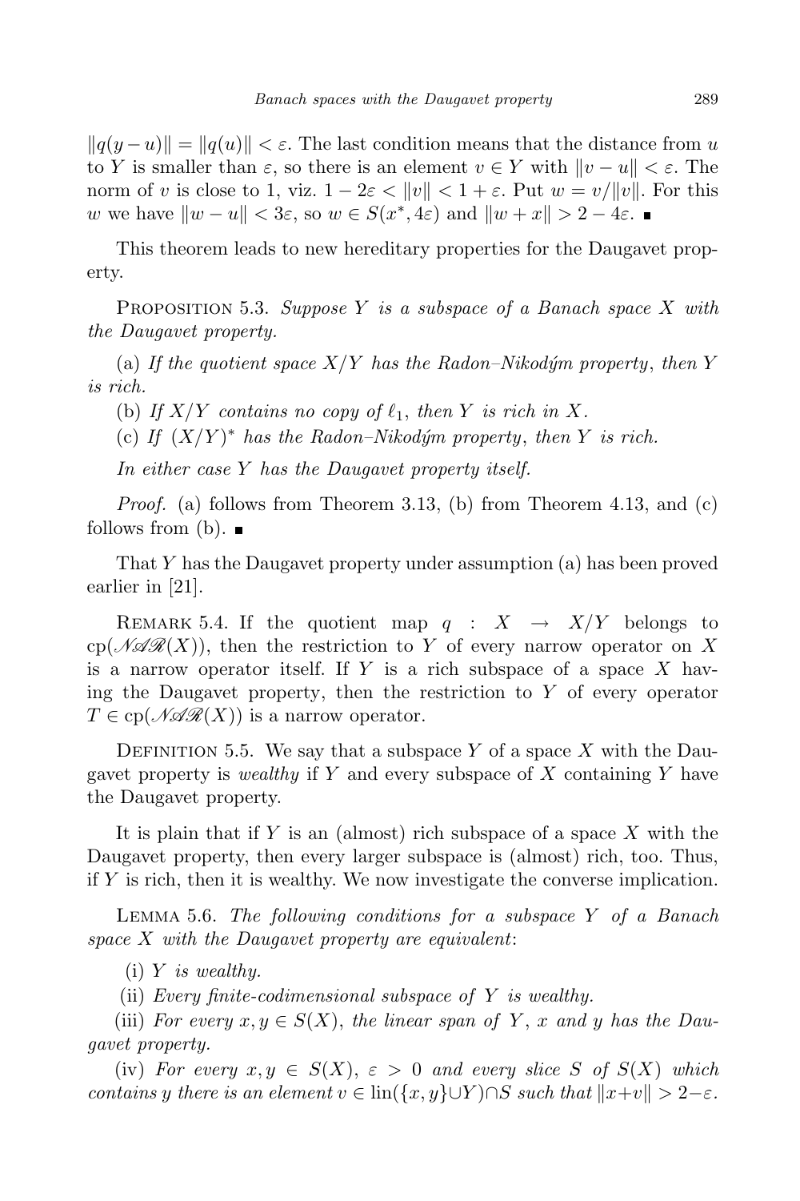$\|q(y-u)\| = \|q(u)\| < \varepsilon$. The last condition means that the distance from $u$ to $Y$ is smaller than $\varepsilon$, so there is an element $v \in Y$ with $\|v-u\| < \varepsilon$. The norm of $v$ is close to 1, viz. $1-2\varepsilon < \|v\| < 1+\varepsilon$. Put $w = v/\|v\|$. For this $w$ we have $\|w-u\| < 3\varepsilon$, so $w \in S(x^*, 4\varepsilon)$ and $\|w+x\| > 2-4\varepsilon$. ∎

This theorem leads to new hereditary properties for the Daugavet property.

Proposition 5.3. *Suppose $Y$ is a subspace of a Banach space $X$ with the Daugavet property.*

(a) *If the quotient space $X/Y$ has the Radon–Nikodým property, then $Y$ is rich.*

(b) *If $X/Y$ contains no copy of $\ell_1$, then $Y$ is rich in $X$.*

(c) *If $(X/Y)^*$ has the Radon–Nikodým property, then $Y$ is rich.*

*In either case $Y$ has the Daugavet property itself.*

*Proof.* (a) follows from Theorem 3.13, (b) from Theorem 4.13, and (c) follows from (b). ∎

That $Y$ has the Daugavet property under assumption (a) has been proved earlier in [21].

Remark 5.4. If the quotient map $q : X \to X/Y$ belongs to $\mathrm{cp}(\mathscr{NAR}(X))$, then the restriction to $Y$ of every narrow operator on $X$ is a narrow operator itself. If $Y$ is a rich subspace of a space $X$ having the Daugavet property, then the restriction to $Y$ of every operator $T \in \mathrm{cp}(\mathscr{NAR}(X))$ is a narrow operator.

Definition 5.5. We say that a subspace $Y$ of a space $X$ with the Daugavet property is *wealthy* if $Y$ and every subspace of $X$ containing $Y$ have the Daugavet property.

It is plain that if $Y$ is an (almost) rich subspace of a space $X$ with the Daugavet property, then every larger subspace is (almost) rich, too. Thus, if $Y$ is rich, then it is wealthy. We now investigate the converse implication.

Lemma 5.6. *The following conditions for a subspace $Y$ of a Banach space $X$ with the Daugavet property are equivalent*:

(i) *$Y$ is wealthy.*

(ii) *Every finite-codimensional subspace of $Y$ is wealthy.*

(iii) *For every $x, y \in S(X)$, the linear span of $Y$, $x$ and $y$ has the Daugavet property.*

(iv) *For every $x, y \in S(X)$, $\varepsilon > 0$ and every slice $S$ of $S(X)$ which contains $y$ there is an element $v \in \mathrm{lin}(\{x, y\} \cup Y) \cap S$ such that $\|x+v\| > 2-\varepsilon$.*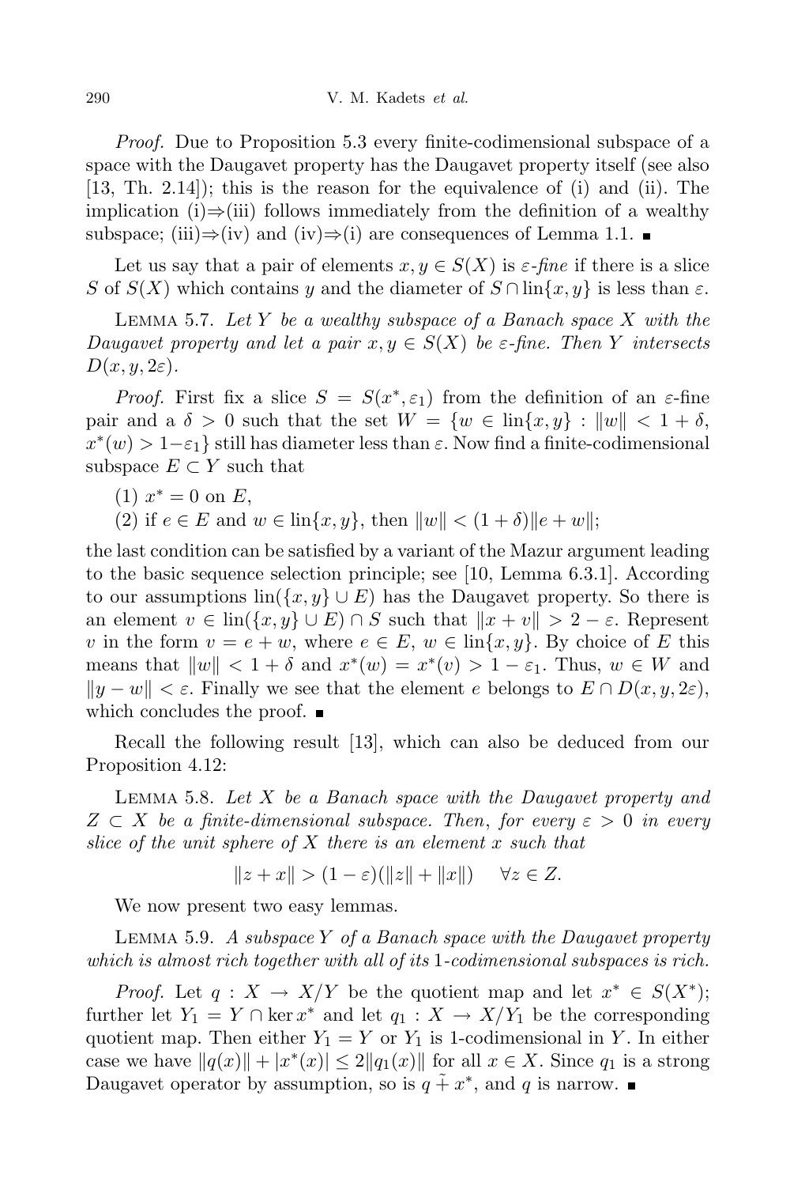*Proof.* Due to Proposition 5.3 every finite-codimensional subspace of a space with the Daugavet property has the Daugavet property itself (see also [13, Th. 2.14]); this is the reason for the equivalence of (i) and (ii). The implication (i)⇒(iii) follows immediately from the definition of a wealthy subspace; (iii)⇒(iv) and (iv)⇒(i) are consequences of Lemma 1.1. ■

Let us say that a pair of elements $x, y \in S(X)$ is *$\varepsilon$-fine* if there is a slice $S$ of $S(X)$ which contains $y$ and the diameter of $S \cap \operatorname{lin}\{x, y\}$ is less than $\varepsilon$.

Lemma 5.7. *Let $Y$ be a wealthy subspace of a Banach space $X$ with the Daugavet property and let a pair $x, y \in S(X)$ be $\varepsilon$-fine. Then $Y$ intersects $D(x, y, 2\varepsilon)$.*

*Proof.* First fix a slice $S = S(x^*, \varepsilon_1)$ from the definition of an $\varepsilon$-fine pair and a $\delta > 0$ such that the set $W = \{w \in \operatorname{lin}\{x, y\} : \|w\| < 1 + \delta,$ $x^*(w) > 1 - \varepsilon_1\}$ still has diameter less than $\varepsilon$. Now find a finite-codimensional subspace $E \subset Y$ such that

(1) $x^* = 0$ on $E$,

(2) if $e \in E$ and $w \in \operatorname{lin}\{x, y\}$, then $\|w\| < (1 + \delta)\|e + w\|$;

the last condition can be satisfied by a variant of the Mazur argument leading to the basic sequence selection principle; see [10, Lemma 6.3.1]. According to our assumptions $\operatorname{lin}(\{x, y\} \cup E)$ has the Daugavet property. So there is an element $v \in \operatorname{lin}(\{x, y\} \cup E) \cap S$ such that $\|x + v\| > 2 - \varepsilon$. Represent $v$ in the form $v = e + w$, where $e \in E$, $w \in \operatorname{lin}\{x, y\}$. By choice of $E$ this means that $\|w\| < 1 + \delta$ and $x^*(w) = x^*(v) > 1 - \varepsilon_1$. Thus, $w \in W$ and $\|y - w\| < \varepsilon$. Finally we see that the element $e$ belongs to $E \cap D(x, y, 2\varepsilon)$, which concludes the proof. ■

Recall the following result [13], which can also be deduced from our Proposition 4.12:

Lemma 5.8. *Let $X$ be a Banach space with the Daugavet property and $Z \subset X$ be a finite-dimensional subspace. Then, for every $\varepsilon > 0$ in every slice of the unit sphere of $X$ there is an element $x$ such that*

$$\|z + x\| > (1 - \varepsilon)(\|z\| + \|x\|) \quad \forall z \in Z.$$

We now present two easy lemmas.

Lemma 5.9. *A subspace $Y$ of a Banach space with the Daugavet property which is almost rich together with all of its 1-codimensional subspaces is rich.*

*Proof.* Let $q : X \to X/Y$ be the quotient map and let $x^* \in S(X^*)$; further let $Y_1 = Y \cap \ker x^*$ and let $q_1 : X \to X/Y_1$ be the corresponding quotient map. Then either $Y_1 = Y$ or $Y_1$ is 1-codimensional in $Y$. In either case we have $\|q(x)\| + |x^*(x)| \le 2\|q_1(x)\|$ for all $x \in X$. Since $q_1$ is a strong Daugavet operator by assumption, so is $q \tilde{+} x^*$, and $q$ is narrow. ■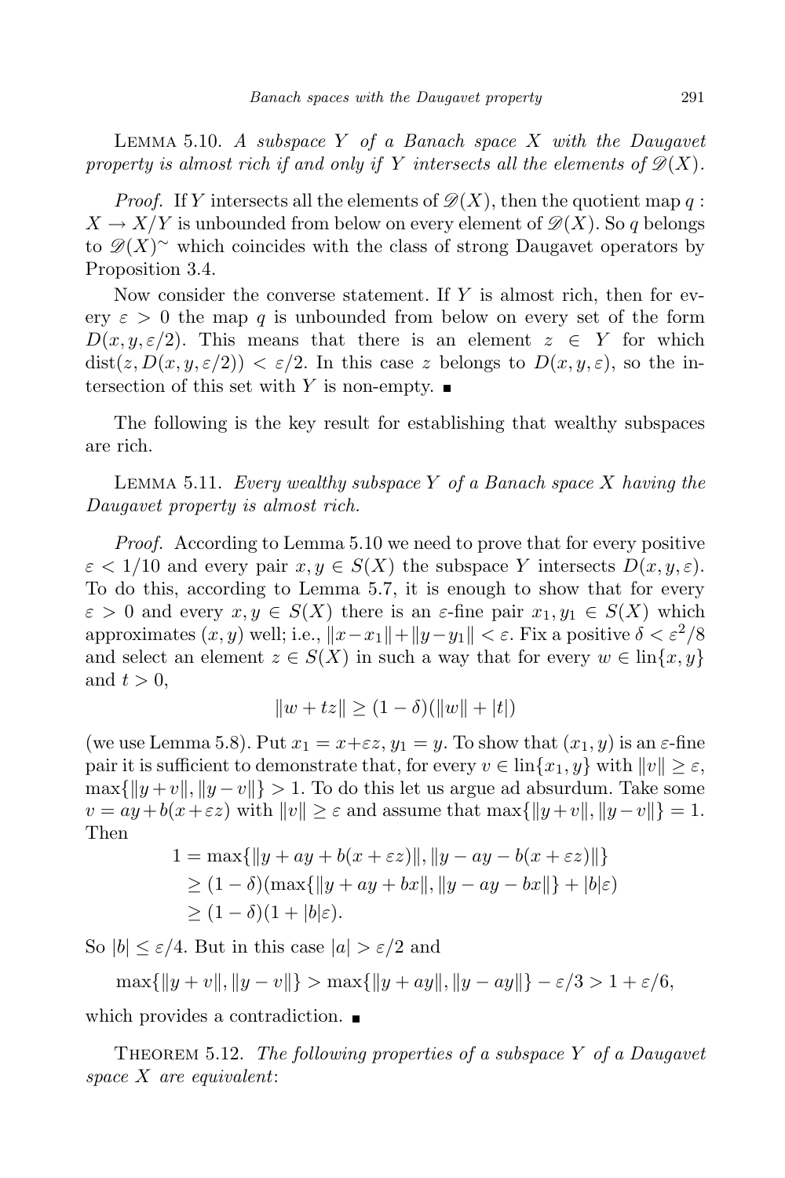Lemma 5.10. *A subspace $Y$ of a Banach space $X$ with the Daugavet property is almost rich if and only if $Y$ intersects all the elements of $\mathscr{D}(X)$.*

*Proof.* If $Y$ intersects all the elements of $\mathscr{D}(X)$, then the quotient map $q : X \to X/Y$ is unbounded from below on every element of $\mathscr{D}(X)$. So $q$ belongs to $\mathscr{D}(X)^{\sim}$ which coincides with the class of strong Daugavet operators by Proposition 3.4.

Now consider the converse statement. If $Y$ is almost rich, then for every $\varepsilon > 0$ the map $q$ is unbounded from below on every set of the form $D(x, y, \varepsilon/2)$. This means that there is an element $z \in Y$ for which $\operatorname{dist}(z, D(x, y, \varepsilon/2)) < \varepsilon/2$. In this case $z$ belongs to $D(x, y, \varepsilon)$, so the intersection of this set with $Y$ is non-empty. ∎

The following is the key result for establishing that wealthy subspaces are rich.

Lemma 5.11. *Every wealthy subspace $Y$ of a Banach space $X$ having the Daugavet property is almost rich.*

*Proof.* According to Lemma 5.10 we need to prove that for every positive $\varepsilon < 1/10$ and every pair $x, y \in S(X)$ the subspace $Y$ intersects $D(x, y, \varepsilon)$. To do this, according to Lemma 5.7, it is enough to show that for every $\varepsilon > 0$ and every $x, y \in S(X)$ there is an $\varepsilon$-fine pair $x_1, y_1 \in S(X)$ which approximates $(x, y)$ well; i.e., $\|x - x_1\| + \|y - y_1\| < \varepsilon$. Fix a positive $\delta < \varepsilon^2/8$ and select an element $z \in S(X)$ in such a way that for every $w \in \operatorname{lin}\{x, y\}$ and $t > 0$,

$$\|w + tz\| \geq (1 - \delta)(\|w\| + |t|)$$

(we use Lemma 5.8). Put $x_1 = x + \varepsilon z$, $y_1 = y$. To show that $(x_1, y)$ is an $\varepsilon$-fine pair it is sufficient to demonstrate that, for every $v \in \operatorname{lin}\{x_1, y\}$ with $\|v\| \geq \varepsilon$, $\max\{\|y + v\|, \|y - v\|\} > 1$. To do this let us argue ad absurdum. Take some $v = ay + b(x + \varepsilon z)$ with $\|v\| \geq \varepsilon$ and assume that $\max\{\|y + v\|, \|y - v\|\} = 1$. Then

$$\begin{aligned}
1 &= \max\{\|y + ay + b(x + \varepsilon z)\|, \|y - ay - b(x + \varepsilon z)\|\} \\
&\geq (1 - \delta)(\max\{\|y + ay + bx\|, \|y - ay - bx\|\} + |b|\varepsilon) \\
&\geq (1 - \delta)(1 + |b|\varepsilon).
\end{aligned}$$

So $|b| \leq \varepsilon/4$. But in this case $|a| > \varepsilon/2$ and

$$\max\{\|y + v\|, \|y - v\|\} > \max\{\|y + ay\|, \|y - ay\|\} - \varepsilon/3 > 1 + \varepsilon/6,$$

which provides a contradiction. ∎

Theorem 5.12. *The following properties of a subspace $Y$ of a Daugavet space $X$ are equivalent*: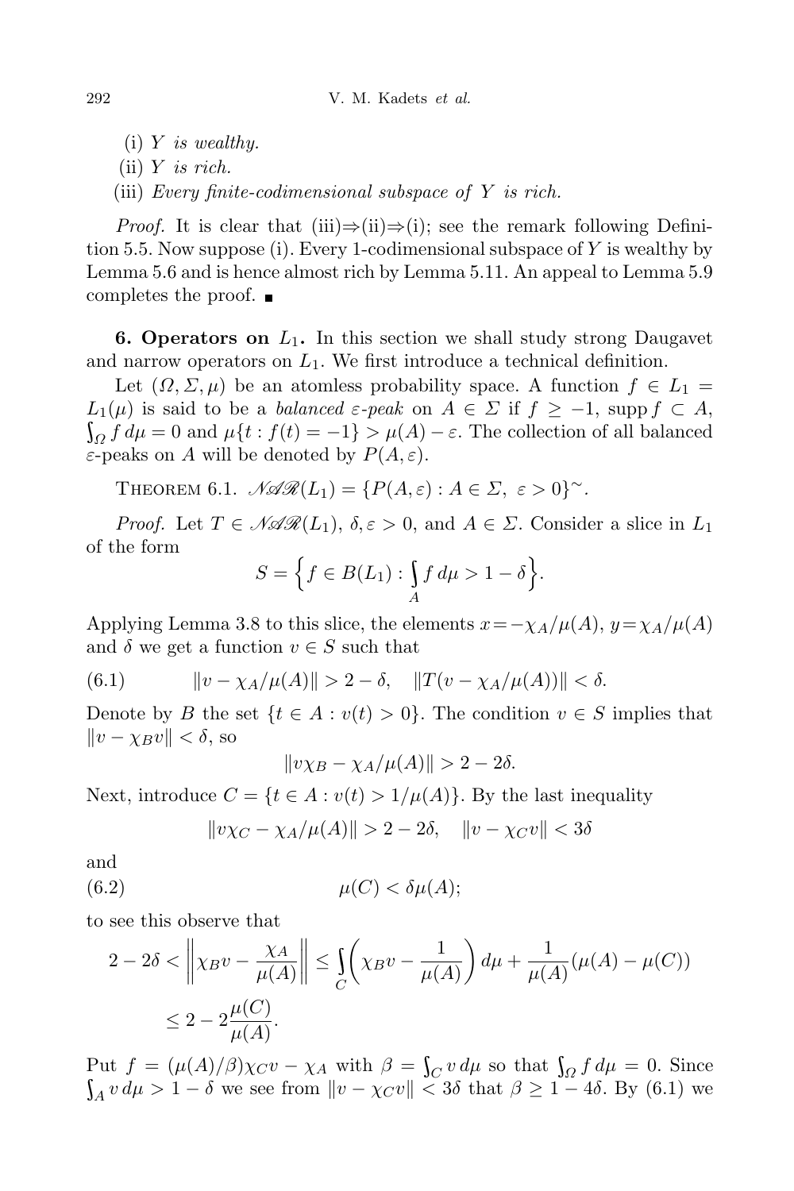(i) $Y$ *is wealthy.*
(ii) $Y$ *is rich.*
(iii) *Every finite-codimensional subspace of* $Y$ *is rich.*

*Proof.* It is clear that (iii)⇒(ii)⇒(i); see the remark following Definition 5.5. Now suppose (i). Every 1-codimensional subspace of $Y$ is wealthy by Lemma 5.6 and is hence almost rich by Lemma 5.11. An appeal to Lemma 5.9 completes the proof. ∎

**6. Operators on $L_1$.** In this section we shall study strong Daugavet and narrow operators on $L_1$. We first introduce a technical definition.

Let $(\Omega, \Sigma, \mu)$ be an atomless probability space. A function $f \in L_1 = L_1(\mu)$ is said to be a *balanced $\varepsilon$-peak* on $A \in \Sigma$ if $f \geq -1$, $\operatorname{supp} f \subset A$, $\int_\Omega f\,d\mu = 0$ and $\mu\{t : f(t) = -1\} > \mu(A) - \varepsilon$. The collection of all balanced $\varepsilon$-peaks on $A$ will be denoted by $P(A, \varepsilon)$.

THEOREM 6.1. $\mathscr{NAR}(L_1) = \{P(A,\varepsilon) : A \in \Sigma,\ \varepsilon > 0\}^{\sim}$.

*Proof.* Let $T \in \mathscr{NAR}(L_1)$, $\delta, \varepsilon > 0$, and $A \in \Sigma$. Consider a slice in $L_1$ of the form

$$S = \Big\{ f \in B(L_1) : \int_A f\,d\mu > 1 - \delta \Big\}.$$

Applying Lemma 3.8 to this slice, the elements $x = -\chi_A/\mu(A)$, $y = \chi_A/\mu(A)$ and $\delta$ we get a function $v \in S$ such that

$$\|v - \chi_A/\mu(A)\| > 2 - \delta, \quad \|T(v - \chi_A/\mu(A))\| < \delta. \tag{6.1}$$

Denote by $B$ the set $\{t \in A : v(t) > 0\}$. The condition $v \in S$ implies that $\|v - \chi_B v\| < \delta$, so

$$\|v\chi_B - \chi_A/\mu(A)\| > 2 - 2\delta.$$

Next, introduce $C = \{t \in A : v(t) > 1/\mu(A)\}$. By the last inequality

$$\|v\chi_C - \chi_A/\mu(A)\| > 2 - 2\delta, \quad \|v - \chi_C v\| < 3\delta$$

and

$$\mu(C) < \delta\mu(A); \tag{6.2}$$

to see this observe that

$$\begin{aligned} 2 - 2\delta < \left\| \chi_B v - \frac{\chi_A}{\mu(A)} \right\| &\leq \int_C \left( \chi_B v - \frac{1}{\mu(A)} \right) d\mu + \frac{1}{\mu(A)}(\mu(A) - \mu(C)) \\ &\leq 2 - 2\frac{\mu(C)}{\mu(A)}. \end{aligned}$$

Put $f = (\mu(A)/\beta)\chi_C v - \chi_A$ with $\beta = \int_C v\,d\mu$ so that $\int_\Omega f\,d\mu = 0$. Since $\int_A v\,d\mu > 1 - \delta$ we see from $\|v - \chi_C v\| < 3\delta$ that $\beta \geq 1 - 4\delta$. By (6.1) we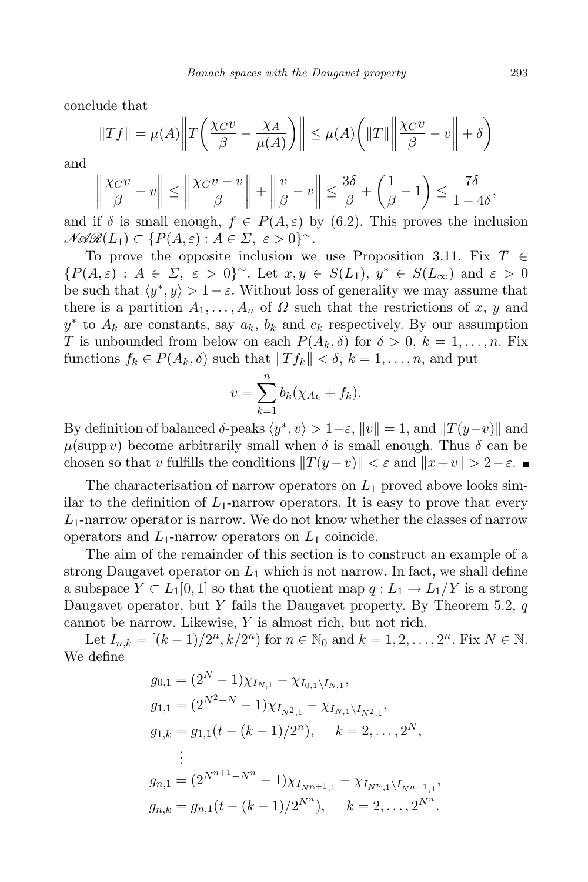conclude that

$$\|Tf\| = \mu(A)\left\| T\left(\frac{\chi_C v}{\beta} - \frac{\chi_A}{\mu(A)}\right)\right\| \le \mu(A)\left(\|T\|\left\|\frac{\chi_C v}{\beta} - v\right\| + \delta\right)$$

and

$$\left\|\frac{\chi_C v}{\beta} - v\right\| \le \left\|\frac{\chi_C v - v}{\beta}\right\| + \left\|\frac{v}{\beta} - v\right\| \le \frac{3\delta}{\beta} + \left(\frac{1}{\beta} - 1\right) \le \frac{7\delta}{1-4\delta},$$

and if $\delta$ is small enough, $f \in P(A,\varepsilon)$ by (6.2). This proves the inclusion $\mathscr{NAR}(L_1) \subset \{P(A,\varepsilon) : A \in \Sigma,\ \varepsilon > 0\}^{\sim}$.

To prove the opposite inclusion we use Proposition 3.11. Fix $T \in \{P(A,\varepsilon) : A \in \Sigma,\ \varepsilon > 0\}^{\sim}$. Let $x, y \in S(L_1)$, $y^* \in S(L_\infty)$ and $\varepsilon > 0$ be such that $\langle y^*, y\rangle > 1-\varepsilon$. Without loss of generality we may assume that there is a partition $A_1, \ldots, A_n$ of $\Omega$ such that the restrictions of $x$, $y$ and $y^*$ to $A_k$ are constants, say $a_k$, $b_k$ and $c_k$ respectively. By our assumption $T$ is unbounded from below on each $P(A_k,\delta)$ for $\delta > 0$, $k = 1, \ldots, n$. Fix functions $f_k \in P(A_k,\delta)$ such that $\|Tf_k\| < \delta$, $k = 1, \ldots, n$, and put

$$v = \sum_{k=1}^{n} b_k(\chi_{A_k} + f_k).$$

By definition of balanced $\delta$-peaks $\langle y^*, v\rangle > 1-\varepsilon$, $\|v\| = 1$, and $\|T(y-v)\|$ and $\mu(\operatorname{supp} v)$ become arbitrarily small when $\delta$ is small enough. Thus $\delta$ can be chosen so that $v$ fulfills the conditions $\|T(y-v)\| < \varepsilon$ and $\|x+v\| > 2-\varepsilon$. ∎

The characterisation of narrow operators on $L_1$ proved above looks similar to the definition of $L_1$-narrow operators. It is easy to prove that every $L_1$-narrow operator is narrow. We do not know whether the classes of narrow operators and $L_1$-narrow operators on $L_1$ coincide.

The aim of the remainder of this section is to construct an example of a strong Daugavet operator on $L_1$ which is not narrow. In fact, we shall define a subspace $Y \subset L_1[0,1]$ so that the quotient map $q : L_1 \to L_1/Y$ is a strong Daugavet operator, but $Y$ fails the Daugavet property. By Theorem 5.2, $q$ cannot be narrow. Likewise, $Y$ is almost rich, but not rich.

Let $I_{n,k} = [(k-1)/2^n, k/2^n)$ for $n \in \mathbb{N}_0$ and $k = 1, 2, \ldots, 2^n$. Fix $N \in \mathbb{N}$. We define

$$\begin{aligned}
g_{0,1} &= (2^N - 1)\chi_{I_{N,1}} - \chi_{I_{0,1}\setminus I_{N,1}},\\
g_{1,1} &= (2^{N^2-N} - 1)\chi_{I_{N^2,1}} - \chi_{I_{N,1}\setminus I_{N^2,1}},\\
g_{1,k} &= g_{1,1}(t - (k-1)/2^n), \qquad k = 2, \ldots, 2^N,\\
&\ \ \vdots\\
g_{n,1} &= (2^{N^{n+1}-N^n} - 1)\chi_{I_{N^{n+1},1}} - \chi_{I_{N^n,1}\setminus I_{N^{n+1},1}},\\
g_{n,k} &= g_{n,1}(t - (k-1)/2^{N^n}), \qquad k = 2, \ldots, 2^{N^n}.
\end{aligned}$$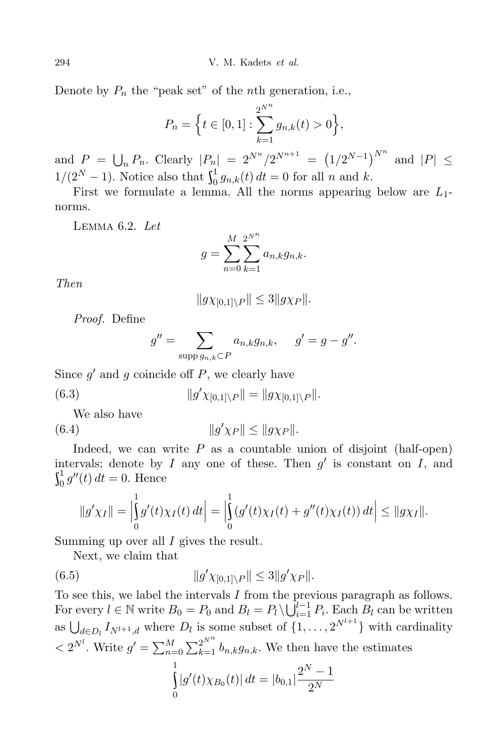Denote by $P_n$ the "peak set" of the $n$th generation, i.e.,

$$P_n = \Big\{t \in [0,1] : \sum_{k=1}^{2^{N^n}} g_{n,k}(t) > 0\Big\},$$

and $P = \bigcup_n P_n$. Clearly $|P_n| = 2^{N^n}/2^{N^{n+1}} = \big(1/2^{N-1}\big)^{N^n}$ and $|P| \le 1/(2^N - 1)$. Notice also that $\int_0^1 g_{n,k}(t)\,dt = 0$ for all $n$ and $k$.

First we formulate a lemma. All the norms appearing below are $L_1$-norms.

Lemma 6.2. *Let*

$$g = \sum_{n=0}^{M} \sum_{k=1}^{2^{N^n}} a_{n,k} g_{n,k}.$$

*Then*

$$\|g\chi_{[0,1]\setminus P}\| \le 3\|g\chi_P\|.$$

*Proof.* Define

$$g'' = \sum_{\operatorname{supp} g_{n,k} \subset P} a_{n,k} g_{n,k}, \qquad g' = g - g''.$$

Since $g'$ and $g$ coincide off $P$, we clearly have

$$\|g'\chi_{[0,1]\setminus P}\| = \|g\chi_{[0,1]\setminus P}\|. \tag{6.3}$$

We also have

$$\|g'\chi_P\| \le \|g\chi_P\|. \tag{6.4}$$

Indeed, we can write $P$ as a countable union of disjoint (half-open) intervals; denote by $I$ any one of these. Then $g'$ is constant on $I$, and $\int_0^1 g''(t)\,dt = 0$. Hence

$$\|g'\chi_I\| = \Big|\int_0^1 g'(t)\chi_I(t)\,dt\Big| = \Big|\int_0^1 (g'(t)\chi_I(t) + g''(t)\chi_I(t))\,dt\Big| \le \|g\chi_I\|.$$

Summing up over all $I$ gives the result.

Next, we claim that

$$\|g'\chi_{[0,1]\setminus P}\| \le 3\|g'\chi_P\|. \tag{6.5}$$

To see this, we label the intervals $I$ from the previous paragraph as follows. For every $l \in \mathbb{N}$ write $B_0 = P_0$ and $B_l = P_l \setminus \bigcup_{i=1}^{l-1} P_i$. Each $B_l$ can be written as $\bigcup_{d\in D_l} I_{N^{l+1},d}$ where $D_l$ is some subset of $\{1,\dots,2^{N^{l+1}}\}$ with cardinality $< 2^{N^l}$. Write $g' = \sum_{n=0}^{M} \sum_{k=1}^{2^{N^n}} b_{n,k} g_{n,k}$. We then have the estimates

$$\int_0^1 |g'(t)\chi_{B_0}(t)|\,dt = |b_{0,1}|\frac{2^N - 1}{2^N}$$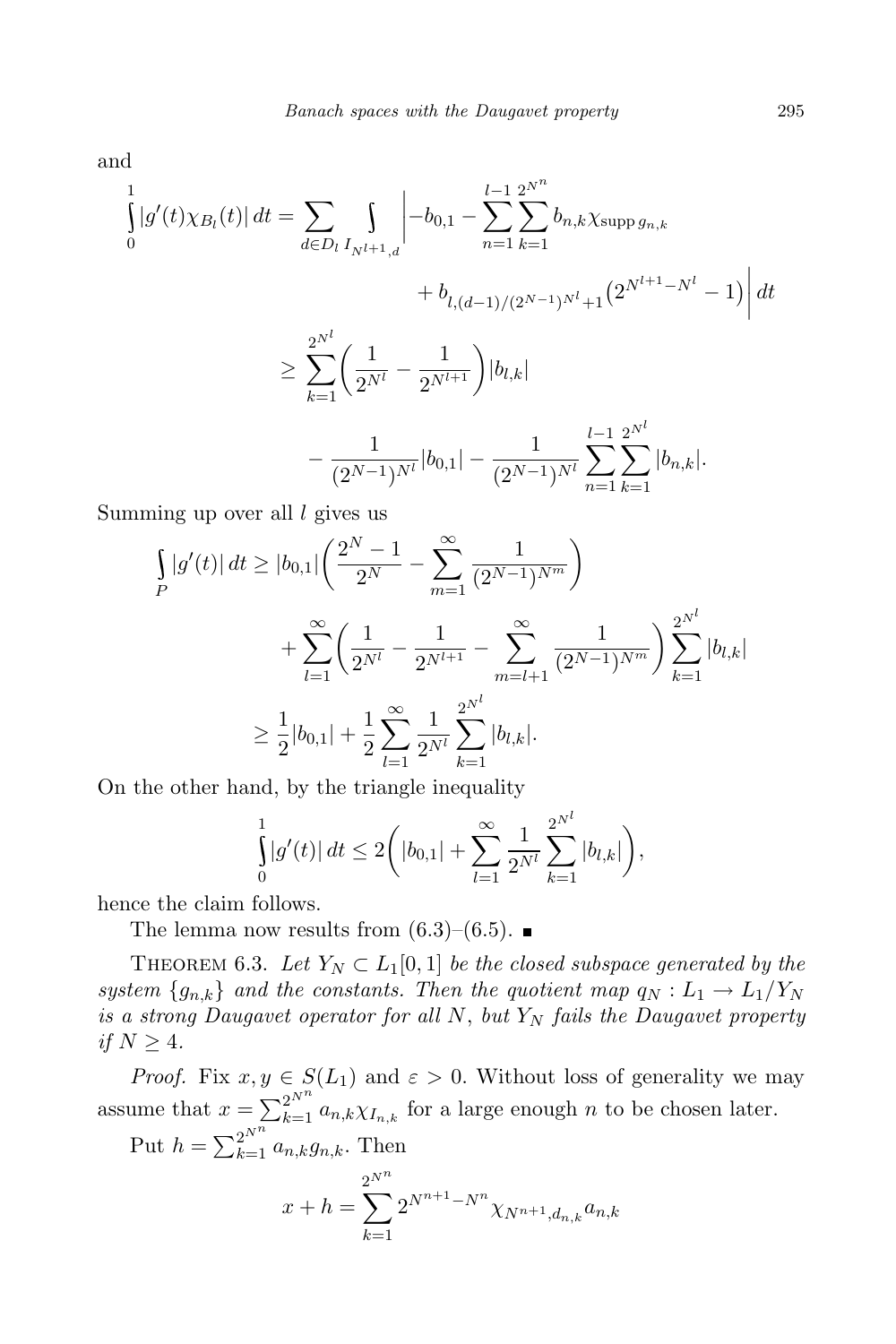and

$$\int_0^1 |g'(t)\chi_{B_l}(t)|\,dt = \sum_{d\in D_l}\int_{I_{N^{l+1},d}} \bigg| -b_{0,1} - \sum_{n=1}^{l-1}\sum_{k=1}^{2^{N^n}} b_{n,k}\chi_{\operatorname{supp} g_{n,k}} + b_{l,(d-1)/(2^{N-1})^{N^l}+1}\big(2^{N^{l+1}-N^l}-1\big)\bigg|\,dt$$

$$\ge \sum_{k=1}^{2^{N^l}}\bigg(\frac{1}{2^{N^l}} - \frac{1}{2^{N^{l+1}}}\bigg)|b_{l,k}| - \frac{1}{(2^{N-1})^{N^l}}|b_{0,1}| - \frac{1}{(2^{N-1})^{N^l}}\sum_{n=1}^{l-1}\sum_{k=1}^{2^{N^l}}|b_{n,k}|.$$

Summing up over all $l$ gives us

$$\int_P |g'(t)|\,dt \ge |b_{0,1}|\bigg(\frac{2^N-1}{2^N} - \sum_{m=1}^{\infty}\frac{1}{(2^{N-1})^{N^m}}\bigg) + \sum_{l=1}^{\infty}\bigg(\frac{1}{2^{N^l}} - \frac{1}{2^{N^{l+1}}} - \sum_{m=l+1}^{\infty}\frac{1}{(2^{N-1})^{N^m}}\bigg)\sum_{k=1}^{2^{N^l}}|b_{l,k}|$$

$$\ge \frac{1}{2}|b_{0,1}| + \frac{1}{2}\sum_{l=1}^{\infty}\frac{1}{2^{N^l}}\sum_{k=1}^{2^{N^l}}|b_{l,k}|.$$

On the other hand, by the triangle inequality

$$\int_0^1 |g'(t)|\,dt \le 2\bigg(|b_{0,1}| + \sum_{l=1}^{\infty}\frac{1}{2^{N^l}}\sum_{k=1}^{2^{N^l}}|b_{l,k}|\bigg),$$

hence the claim follows.

The lemma now results from (6.3)–(6.5). ∎

THEOREM 6.3. *Let $Y_N \subset L_1[0,1]$ be the closed subspace generated by the system $\{g_{n,k}\}$ and the constants. Then the quotient map $q_N : L_1 \to L_1/Y_N$ is a strong Daugavet operator for all $N$, but $Y_N$ fails the Daugavet property if $N \ge 4$.*

*Proof.* Fix $x, y \in S(L_1)$ and $\varepsilon > 0$. Without loss of generality we may assume that $x = \sum_{k=1}^{2^{N^n}} a_{n,k}\chi_{I_{n,k}}$ for a large enough $n$ to be chosen later.

Put $h = \sum_{k=1}^{2^{N^n}} a_{n,k} g_{n,k}$. Then

$$x + h = \sum_{k=1}^{2^{N^n}} 2^{N^{n+1}-N^n}\chi_{N^{n+1},d_{n,k}}a_{n,k}$$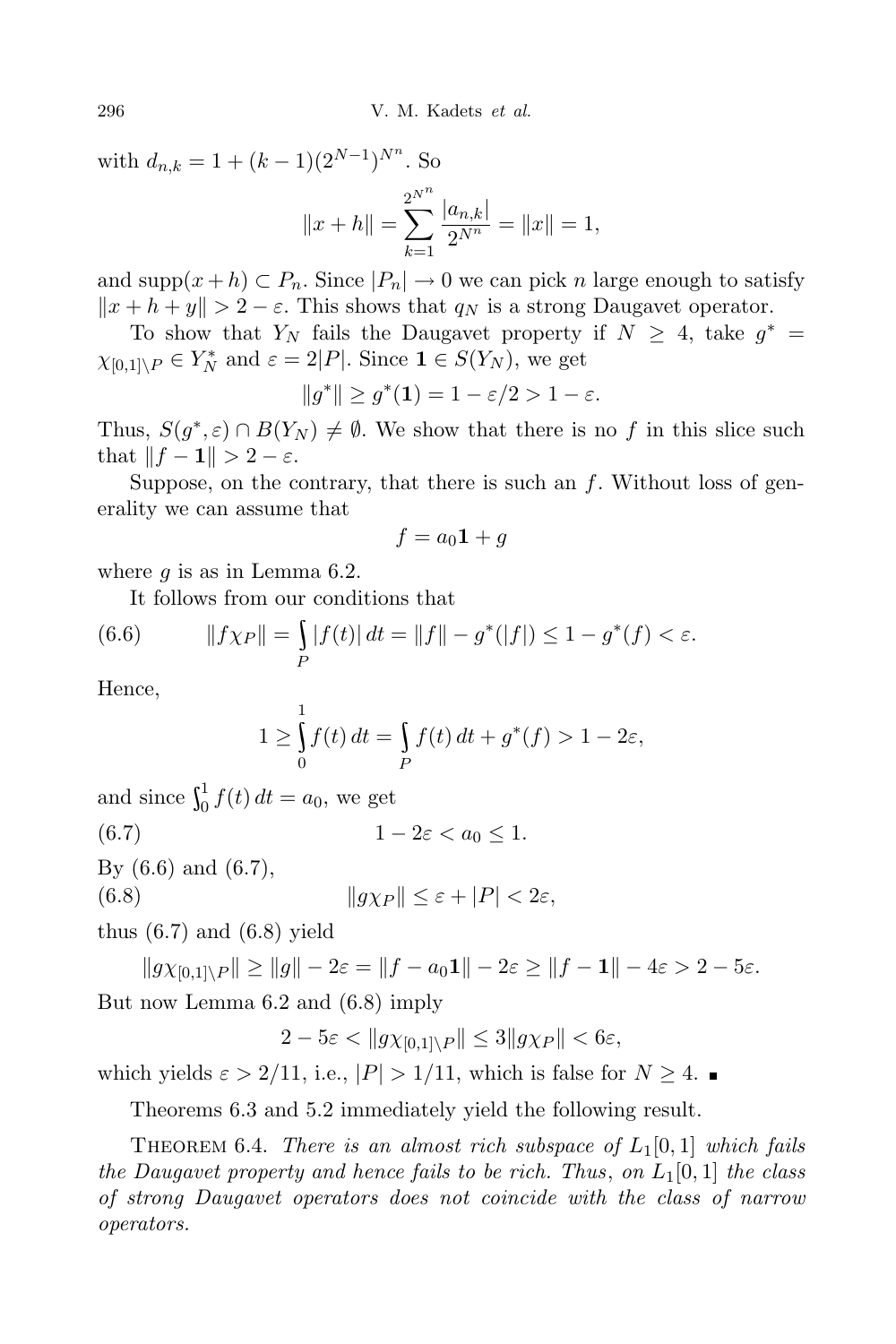with $d_{n,k} = 1 + (k-1)(2^{N-1})^{N^n}$. So

$$\|x + h\| = \sum_{k=1}^{2^{N^n}} \frac{|a_{n,k}|}{2^{N^n}} = \|x\| = 1,$$

and $\operatorname{supp}(x+h) \subset P_n$. Since $|P_n| \to 0$ we can pick $n$ large enough to satisfy $\|x + h + y\| > 2 - \varepsilon$. This shows that $q_N$ is a strong Daugavet operator.

To show that $Y_N$ fails the Daugavet property if $N \geq 4$, take $g^* = \chi_{[0,1]\setminus P} \in Y_N^*$ and $\varepsilon = 2|P|$. Since $\mathbf{1} \in S(Y_N)$, we get

$$\|g^*\| \geq g^*(\mathbf{1}) = 1 - \varepsilon/2 > 1 - \varepsilon.$$

Thus, $S(g^*, \varepsilon) \cap B(Y_N) \neq \emptyset$. We show that there is no $f$ in this slice such that $\|f - \mathbf{1}\| > 2 - \varepsilon$.

Suppose, on the contrary, that there is such an $f$. Without loss of generality we can assume that

$$f = a_0\mathbf{1} + g$$

where $g$ is as in Lemma 6.2.

It follows from our conditions that

$$\|f\chi_P\| = \int_P |f(t)|\,dt = \|f\| - g^*(|f|) \leq 1 - g^*(f) < \varepsilon. \tag{6.6}$$

Hence,

$$1 \geq \int_0^1 f(t)\,dt = \int_P f(t)\,dt + g^*(f) > 1 - 2\varepsilon,$$

and since $\int_0^1 f(t)\,dt = a_0$, we get

$$1 - 2\varepsilon < a_0 \leq 1. \tag{6.7}$$

By (6.6) and (6.7),

$$\|g\chi_P\| \leq \varepsilon + |P| < 2\varepsilon, \tag{6.8}$$

thus (6.7) and (6.8) yield

$$\|g\chi_{[0,1]\setminus P}\| \geq \|g\| - 2\varepsilon = \|f - a_0\mathbf{1}\| - 2\varepsilon \geq \|f - \mathbf{1}\| - 4\varepsilon > 2 - 5\varepsilon.$$

But now Lemma 6.2 and (6.8) imply

$$2 - 5\varepsilon < \|g\chi_{[0,1]\setminus P}\| \leq 3\|g\chi_P\| < 6\varepsilon,$$

which yields $\varepsilon > 2/11$, i.e., $|P| > 1/11$, which is false for $N \geq 4$. ∎

Theorems 6.3 and 5.2 immediately yield the following result.

**Theorem 6.4.** *There is an almost rich subspace of $L_1[0,1]$ which fails the Daugavet property and hence fails to be rich. Thus, on $L_1[0,1]$ the class of strong Daugavet operators does not coincide with the class of narrow operators.*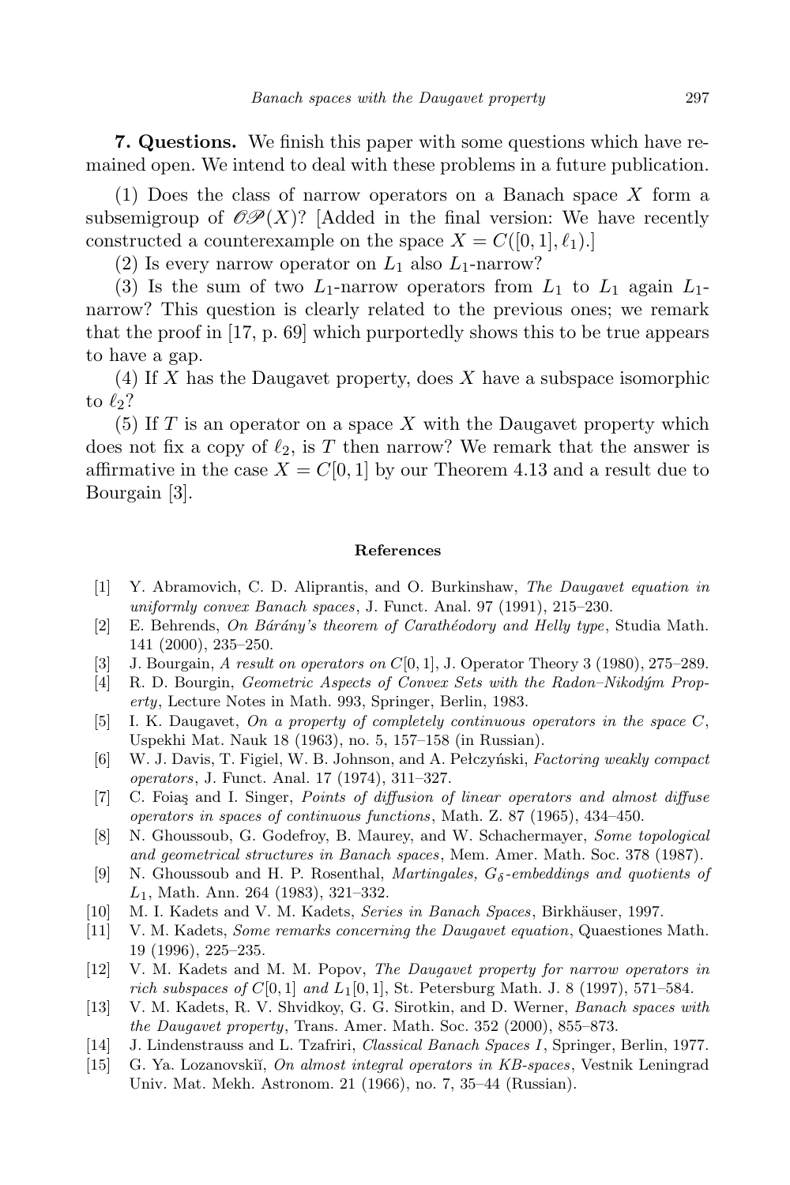**7. Questions.** We finish this paper with some questions which have remained open. We intend to deal with these problems in a future publication.

(1) Does the class of narrow operators on a Banach space $X$ form a subsemigroup of $\mathscr{OP}(X)$? [Added in the final version: We have recently constructed a counterexample on the space $X = C([0,1], \ell_1)$.]

(2) Is every narrow operator on $L_1$ also $L_1$-narrow?

(3) Is the sum of two $L_1$-narrow operators from $L_1$ to $L_1$ again $L_1$-narrow? This question is clearly related to the previous ones; we remark that the proof in [17, p. 69] which purportedly shows this to be true appears to have a gap.

(4) If $X$ has the Daugavet property, does $X$ have a subspace isomorphic to $\ell_2$?

(5) If $T$ is an operator on a space $X$ with the Daugavet property which does not fix a copy of $\ell_2$, is $T$ then narrow? We remark that the answer is affirmative in the case $X = C[0,1]$ by our Theorem 4.13 and a result due to Bourgain [3].

## References

[1] Y. Abramovich, C. D. Aliprantis, and O. Burkinshaw, *The Daugavet equation in uniformly convex Banach spaces*, J. Funct. Anal. 97 (1991), 215–230.

[2] E. Behrends, *On Bárány's theorem of Carathéodory and Helly type*, Studia Math. 141 (2000), 235–250.

[3] J. Bourgain, *A result on operators on $C[0,1]$*, J. Operator Theory 3 (1980), 275–289.

[4] R. D. Bourgin, *Geometric Aspects of Convex Sets with the Radon–Nikodým Property*, Lecture Notes in Math. 993, Springer, Berlin, 1983.

[5] I. K. Daugavet, *On a property of completely continuous operators in the space $C$*, Uspekhi Mat. Nauk 18 (1963), no. 5, 157–158 (in Russian).

[6] W. J. Davis, T. Figiel, W. B. Johnson, and A. Pełczyński, *Factoring weakly compact operators*, J. Funct. Anal. 17 (1974), 311–327.

[7] C. Foiaş and I. Singer, *Points of diffusion of linear operators and almost diffuse operators in spaces of continuous functions*, Math. Z. 87 (1965), 434–450.

[8] N. Ghoussoub, G. Godefroy, B. Maurey, and W. Schachermayer, *Some topological and geometrical structures in Banach spaces*, Mem. Amer. Math. Soc. 378 (1987).

[9] N. Ghoussoub and H. P. Rosenthal, *Martingales, $G_\delta$-embeddings and quotients of $L_1$*, Math. Ann. 264 (1983), 321–332.

[10] M. I. Kadets and V. M. Kadets, *Series in Banach Spaces*, Birkhäuser, 1997.

[11] V. M. Kadets, *Some remarks concerning the Daugavet equation*, Quaestiones Math. 19 (1996), 225–235.

[12] V. M. Kadets and M. M. Popov, *The Daugavet property for narrow operators in rich subspaces of $C[0,1]$ and $L_1[0,1]$*, St. Petersburg Math. J. 8 (1997), 571–584.

[13] V. M. Kadets, R. V. Shvidkoy, G. G. Sirotkin, and D. Werner, *Banach spaces with the Daugavet property*, Trans. Amer. Math. Soc. 352 (2000), 855–873.

[14] J. Lindenstrauss and L. Tzafriri, *Classical Banach Spaces I*, Springer, Berlin, 1977.

[15] G. Ya. Lozanovskiĭ, *On almost integral operators in KB-spaces*, Vestnik Leningrad Univ. Mat. Mekh. Astronom. 21 (1966), no. 7, 35–44 (Russian).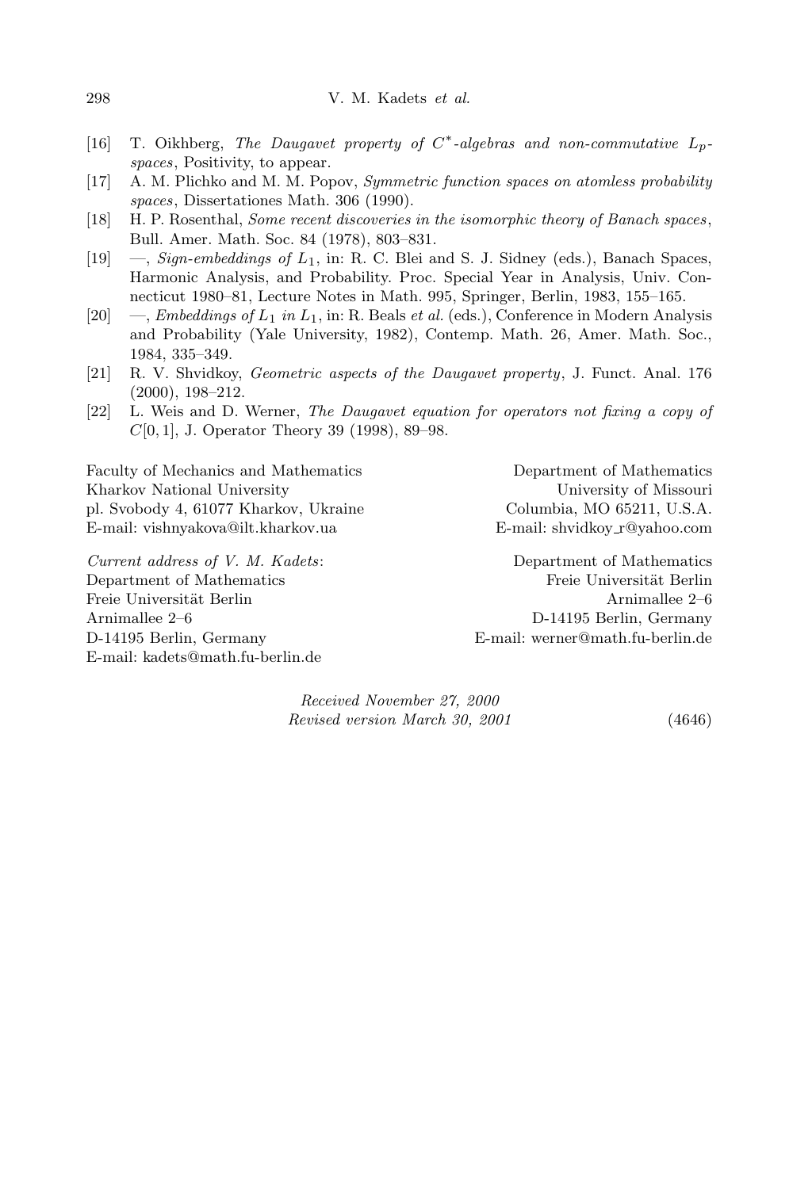[16] T. Oikhberg, *The Daugavet property of $C^*$-algebras and non-commutative $L_p$-spaces*, Positivity, to appear.

[17] A. M. Plichko and M. M. Popov, *Symmetric function spaces on atomless probability spaces*, Dissertationes Math. 306 (1990).

[18] H. P. Rosenthal, *Some recent discoveries in the isomorphic theory of Banach spaces*, Bull. Amer. Math. Soc. 84 (1978), 803–831.

[19] —, *Sign-embeddings of $L_1$*, in: R. C. Blei and S. J. Sidney (eds.), Banach Spaces, Harmonic Analysis, and Probability. Proc. Special Year in Analysis, Univ. Connecticut 1980–81, Lecture Notes in Math. 995, Springer, Berlin, 1983, 155–165.

[20] —, *Embeddings of $L_1$ in $L_1$*, in: R. Beals *et al.* (eds.), Conference in Modern Analysis and Probability (Yale University, 1982), Contemp. Math. 26, Amer. Math. Soc., 1984, 335–349.

[21] R. V. Shvidkoy, *Geometric aspects of the Daugavet property*, J. Funct. Anal. 176 (2000), 198–212.

[22] L. Weis and D. Werner, *The Daugavet equation for operators not fixing a copy of $C[0,1]$*, J. Operator Theory 39 (1998), 89–98.

Faculty of Mechanics and Mathematics
Kharkov National University
pl. Svobody 4, 61077 Kharkov, Ukraine
E-mail: vishnyakova@ilt.kharkov.ua

*Current address of V. M. Kadets*:
Department of Mathematics
Freie Universität Berlin
Arnimallee 2–6
D-14195 Berlin, Germany
E-mail: kadets@math.fu-berlin.de

Department of Mathematics
University of Missouri
Columbia, MO 65211, U.S.A.
E-mail: shvidkoy_r@yahoo.com

Department of Mathematics
Freie Universität Berlin
Arnimallee 2–6
D-14195 Berlin, Germany
E-mail: werner@math.fu-berlin.de

*Received November 27, 2000*
*Revised version March 30, 2001* (4646)